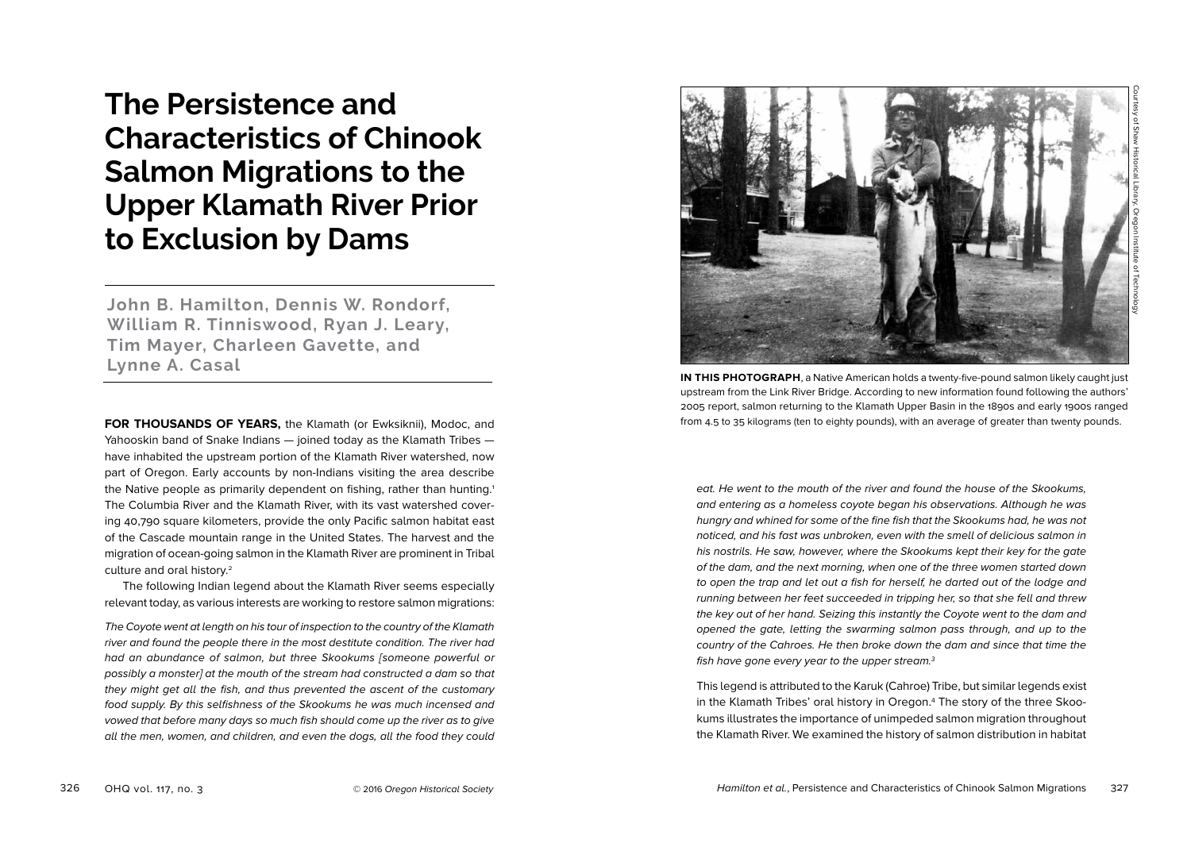# The Persistence and Characteristics of Chinook Salmon Migrations to the Upper Klamath River Prior to Exclusion by Dams

**John B. Hamilton, Dennis W. Rondorf, William R. Tinniswood, Ryan J. Leary, Tim Mayer, Charleen Gavette, and Lynne A. Casal**

**FOR THOUSANDS OF YEARS,** the Klamath (or Ewksiknii), Modoc, and Yahooskin band of Snake Indians — joined today as the Klamath Tribes — have inhabited the upstream portion of the Klamath River watershed, now part of Oregon. Early accounts by non-Indians visiting the area describe the Native people as primarily dependent on fishing, rather than hunting.[1] The Columbia River and the Klamath River, with its vast watershed covering 40,790 square kilometers, provide the only Pacific salmon habitat east of the Cascade mountain range in the United States. The harvest and the migration of ocean-going salmon in the Klamath River are prominent in Tribal culture and oral history.[2]

The following Indian legend about the Klamath River seems especially relevant today, as various interests are working to restore salmon migrations:

*The Coyote went at length on his tour of inspection to the country of the Klamath river and found the people there in the most destitute condition. The river had had an abundance of salmon, but three Skookums [someone powerful or possibly a monster] at the mouth of the stream had constructed a dam so that they might get all the fish, and thus prevented the ascent of the customary food supply. By this selfishness of the Skookums he was much incensed and vowed that before many days so much fish should come up the river as to give all the men, women, and children, and even the dogs, all the food they could eat. He went to the mouth of the river and found the house of the Skookums, and entering as a homeless coyote began his observations. Although he was hungry and whined for some of the fine fish that the Skookums had, he was not noticed, and his fast was unbroken, even with the smell of delicious salmon in his nostrils. He saw, however, where the Skookums kept their key for the gate of the dam, and the next morning, when one of the three women started down to open the trap and let out a fish for herself, he darted out of the lodge and running between her feet succeeded in tripping her, so that she fell and threw the key out of her hand. Seizing this instantly the Coyote went to the dam and opened the gate, letting the swarming salmon pass through, and up to the country of the Cahroes. He then broke down the dam and since that time the fish have gone every year to the upper stream.*[3]

**IN THIS PHOTOGRAPH**, a Native American holds a twenty-five-pound salmon likely caught just upstream from the Link River Bridge. According to new information found following the authors' 2005 report, salmon returning to the Klamath Upper Basin in the 1890s and early 1900s ranged from 4.5 to 35 kilograms (ten to eighty pounds), with an average of greater than twenty pounds.

Courtesy of Shaw Historical Library, Oregon Institute of Technology

This legend is attributed to the Karuk (Cahroe) Tribe, but similar legends exist in the Klamath Tribes' oral history in Oregon.[4] The story of the three Skookums illustrates the importance of unimpeded salmon migration throughout the Klamath River. We examined the history of salmon distribution in habitat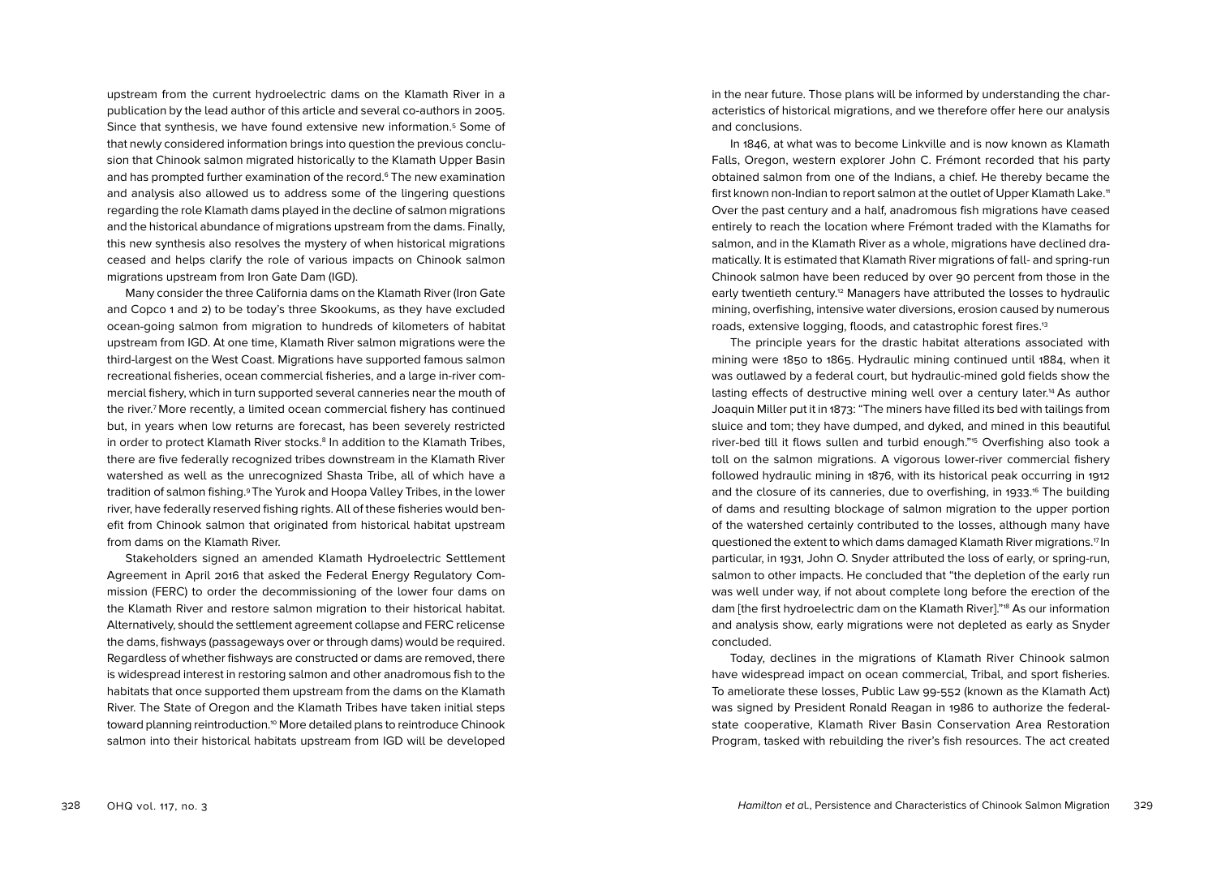upstream from the current hydroelectric dams on the Klamath River in a publication by the lead author of this article and several co-authors in 2005. Since that synthesis, we have found extensive new information.[5] Some of that newly considered information brings into question the previous conclusion that Chinook salmon migrated historically to the Klamath Upper Basin and has prompted further examination of the record.[6] The new examination and analysis also allowed us to address some of the lingering questions regarding the role Klamath dams played in the decline of salmon migrations and the historical abundance of migrations upstream from the dams. Finally, this new synthesis also resolves the mystery of when historical migrations ceased and helps clarify the role of various impacts on Chinook salmon migrations upstream from Iron Gate Dam (IGD).

Many consider the three California dams on the Klamath River (Iron Gate and Copco 1 and 2) to be today's three Skookums, as they have excluded ocean-going salmon from migration to hundreds of kilometers of habitat upstream from IGD. At one time, Klamath River salmon migrations were the third-largest on the West Coast. Migrations have supported famous salmon recreational fisheries, ocean commercial fisheries, and a large in-river commercial fishery, which in turn supported several canneries near the mouth of the river.[7] More recently, a limited ocean commercial fishery has continued but, in years when low returns are forecast, has been severely restricted in order to protect Klamath River stocks.[8] In addition to the Klamath Tribes, there are five federally recognized tribes downstream in the Klamath River watershed as well as the unrecognized Shasta Tribe, all of which have a tradition of salmon fishing.[9] The Yurok and Hoopa Valley Tribes, in the lower river, have federally reserved fishing rights. All of these fisheries would benefit from Chinook salmon that originated from historical habitat upstream from dams on the Klamath River.

Stakeholders signed an amended Klamath Hydroelectric Settlement Agreement in April 2016 that asked the Federal Energy Regulatory Commission (FERC) to order the decommissioning of the lower four dams on the Klamath River and restore salmon migration to their historical habitat. Alternatively, should the settlement agreement collapse and FERC relicense the dams, fishways (passageways over or through dams) would be required. Regardless of whether fishways are constructed or dams are removed, there is widespread interest in restoring salmon and other anadromous fish to the habitats that once supported them upstream from the dams on the Klamath River. The State of Oregon and the Klamath Tribes have taken initial steps toward planning reintroduction.[10] More detailed plans to reintroduce Chinook salmon into their historical habitats upstream from IGD will be developed in the near future. Those plans will be informed by understanding the characteristics of historical migrations, and we therefore offer here our analysis and conclusions.

In 1846, at what was to become Linkville and is now known as Klamath Falls, Oregon, western explorer John C. Frémont recorded that his party obtained salmon from one of the Indians, a chief. He thereby became the first known non-Indian to report salmon at the outlet of Upper Klamath Lake.[11] Over the past century and a half, anadromous fish migrations have ceased entirely to reach the location where Frémont traded with the Klamaths for salmon, and in the Klamath River as a whole, migrations have declined dramatically. It is estimated that Klamath River migrations of fall- and spring-run Chinook salmon have been reduced by over 90 percent from those in the early twentieth century.[12] Managers have attributed the losses to hydraulic mining, overfishing, intensive water diversions, erosion caused by numerous roads, extensive logging, floods, and catastrophic forest fires.[13]

The principle years for the drastic habitat alterations associated with mining were 1850 to 1865. Hydraulic mining continued until 1884, when it was outlawed by a federal court, but hydraulic-mined gold fields show the lasting effects of destructive mining well over a century later.[14] As author Joaquin Miller put it in 1873: "The miners have filled its bed with tailings from sluice and tom; they have dumped, and dyked, and mined in this beautiful river-bed till it flows sullen and turbid enough."[15] Overfishing also took a toll on the salmon migrations. A vigorous lower-river commercial fishery followed hydraulic mining in 1876, with its historical peak occurring in 1912 and the closure of its canneries, due to overfishing, in 1933.[16] The building of dams and resulting blockage of salmon migration to the upper portion of the watershed certainly contributed to the losses, although many have questioned the extent to which dams damaged Klamath River migrations.[17] In particular, in 1931, John O. Snyder attributed the loss of early, or spring-run, salmon to other impacts. He concluded that "the depletion of the early run was well under way, if not about complete long before the erection of the dam [the first hydroelectric dam on the Klamath River]."[18] As our information and analysis show, early migrations were not depleted as early as Snyder concluded.

Today, declines in the migrations of Klamath River Chinook salmon have widespread impact on ocean commercial, Tribal, and sport fisheries. To ameliorate these losses, Public Law 99-552 (known as the Klamath Act) was signed by President Ronald Reagan in 1986 to authorize the federal-state cooperative, Klamath River Basin Conservation Area Restoration Program, tasked with rebuilding the river's fish resources. The act created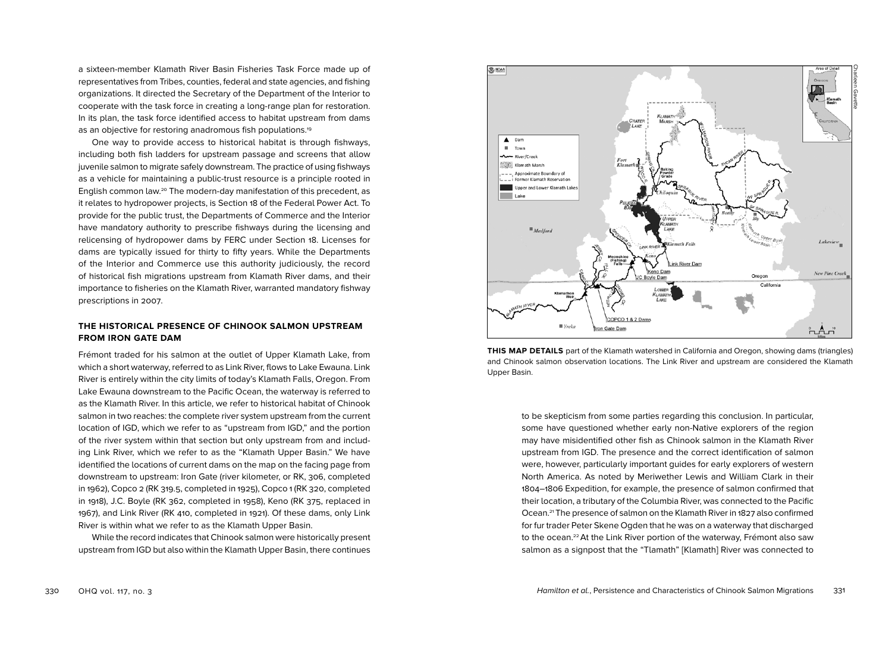a sixteen-member Klamath River Basin Fisheries Task Force made up of representatives from Tribes, counties, federal and state agencies, and fishing organizations. It directed the Secretary of the Department of the Interior to cooperate with the task force in creating a long-range plan for restoration. In its plan, the task force identified access to habitat upstream from dams as an objective for restoring anadromous fish populations.[19]

One way to provide access to historical habitat is through fishways, including both fish ladders for upstream passage and screens that allow juvenile salmon to migrate safely downstream. The practice of using fishways as a vehicle for maintaining a public-trust resource is a principle rooted in English common law.[20] The modern-day manifestation of this precedent, as it relates to hydropower projects, is Section 18 of the Federal Power Act. To provide for the public trust, the Departments of Commerce and the Interior have mandatory authority to prescribe fishways during the licensing and relicensing of hydropower dams by FERC under Section 18. Licenses for dams are typically issued for thirty to fifty years. While the Departments of the Interior and Commerce use this authority judiciously, the record of historical fish migrations upstream from Klamath River dams, and their importance to fisheries on the Klamath River, warranted mandatory fishway prescriptions in 2007.

### THE HISTORICAL PRESENCE OF CHINOOK SALMON UPSTREAM FROM IRON GATE DAM

Frémont traded for his salmon at the outlet of Upper Klamath Lake, from which a short waterway, referred to as Link River, flows to Lake Ewauna. Link River is entirely within the city limits of today's Klamath Falls, Oregon. From Lake Ewauna downstream to the Pacific Ocean, the waterway is referred to as the Klamath River. In this article, we refer to historical habitat of Chinook salmon in two reaches: the complete river system upstream from the current location of IGD, which we refer to as "upstream from IGD," and the portion of the river system within that section but only upstream from and including Link River, which we refer to as the "Klamath Upper Basin." We have identified the locations of current dams on the map on the facing page from downstream to upstream: Iron Gate (river kilometer, or RK, 306, completed in 1962), Copco 2 (RK 319.5, completed in 1925), Copco 1 (RK 320, completed in 1918), J.C. Boyle (RK 362, completed in 1958), Keno (RK 375, replaced in 1967), and Link River (RK 410, completed in 1921). Of these dams, only Link River is within what we refer to as the Klamath Upper Basin.

While the record indicates that Chinook salmon were historically present upstream from IGD but also within the Klamath Upper Basin, there continues to be skepticism from some parties regarding this conclusion. In particular, some have questioned whether early non-Native explorers of the region may have misidentified other fish as Chinook salmon in the Klamath River upstream from IGD. The presence and the correct identification of salmon were, however, particularly important guides for early explorers of western North America. As noted by Meriwether Lewis and William Clark in their 1804–1806 Expedition, for example, the presence of salmon confirmed that their location, a tributary of the Columbia River, was connected to the Pacific Ocean.[21] The presence of salmon on the Klamath River in 1827 also confirmed for fur trader Peter Skene Ogden that he was on a waterway that discharged to the ocean.[22] At the Link River portion of the waterway, Frémont also saw salmon as a signpost that the "Tlamath" [Klamath] River was connected to

**THIS MAP DETAILS** part of the Klamath watershed in California and Oregon, showing dams (triangles) and Chinook salmon observation locations. The Link River and upstream are considered the Klamath Upper Basin.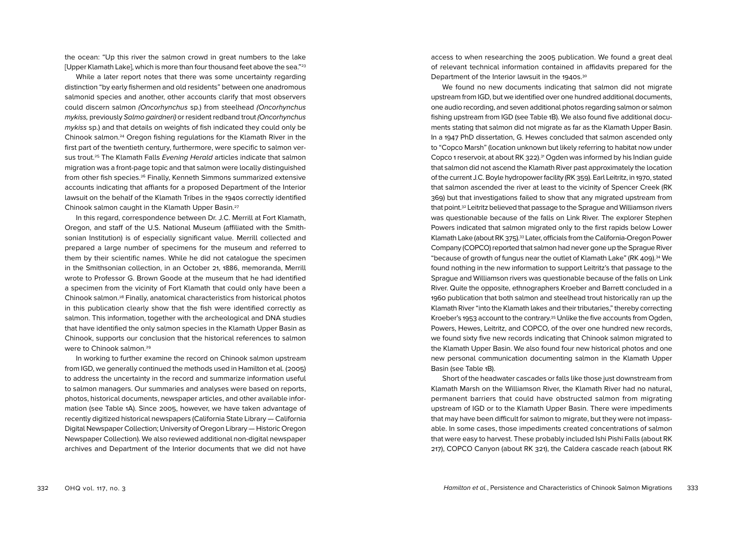the ocean: "Up this river the salmon crowd in great numbers to the lake [Upper Klamath Lake], which is more than four thousand feet above the sea."[23]

While a later report notes that there was some uncertainty regarding distinction "by early fishermen and old residents" between one anadromous salmonid species and another, other accounts clarify that most observers could discern salmon *(Oncorhynchus* sp.) from steelhead *(Oncorhynchus mykiss,* previously *Salmo gairdneri)* or resident redband trout *(Oncorhynchus mykiss* sp.) and that details on weights of fish indicated they could only be Chinook salmon.[24] Oregon fishing regulations for the Klamath River in the first part of the twentieth century, furthermore, were specific to salmon versus trout.[25] The Klamath Falls *Evening Herald* articles indicate that salmon migration was a front-page topic and that salmon were locally distinguished from other fish species.[26] Finally, Kenneth Simmons summarized extensive accounts indicating that affiants for a proposed Department of the Interior lawsuit on the behalf of the Klamath Tribes in the 1940s correctly identified Chinook salmon caught in the Klamath Upper Basin.[27]

In this regard, correspondence between Dr. J.C. Merrill at Fort Klamath, Oregon, and staff of the U.S. National Museum (affiliated with the Smithsonian Institution) is of especially significant value. Merrill collected and prepared a large number of specimens for the museum and referred to them by their scientific names. While he did not catalogue the specimen in the Smithsonian collection, in an October 21, 1886, memoranda, Merrill wrote to Professor G. Brown Goode at the museum that he had identified a specimen from the vicinity of Fort Klamath that could only have been a Chinook salmon.[28] Finally, anatomical characteristics from historical photos in this publication clearly show that the fish were identified correctly as salmon. This information, together with the archeological and DNA studies that have identified the only salmon species in the Klamath Upper Basin as Chinook, supports our conclusion that the historical references to salmon were to Chinook salmon.[29]

In working to further examine the record on Chinook salmon upstream from IGD, we generally continued the methods used in Hamilton et al. (2005) to address the uncertainty in the record and summarize information useful to salmon managers. Our summaries and analyses were based on reports, photos, historical documents, newspaper articles, and other available information (see Table 1A). Since 2005, however, we have taken advantage of recently digitized historical newspapers (California State Library — California Digital Newspaper Collection; University of Oregon Library — Historic Oregon Newspaper Collection). We also reviewed additional non-digital newspaper archives and Department of the Interior documents that we did not have access to when researching the 2005 publication. We found a great deal of relevant technical information contained in affidavits prepared for the Department of the Interior lawsuit in the 1940s.[30]

We found no new documents indicating that salmon did not migrate upstream from IGD, but we identified over one hundred additional documents, one audio recording, and seven additional photos regarding salmon or salmon fishing upstream from IGD (see Table 1B). We also found five additional documents stating that salmon did not migrate as far as the Klamath Upper Basin. In a 1947 PhD dissertation, G. Hewes concluded that salmon ascended only to "Copco Marsh" (location unknown but likely referring to habitat now under Copco 1 reservoir, at about RK 322).[31] Ogden was informed by his Indian guide that salmon did not ascend the Klamath River past approximately the location of the current J.C. Boyle hydropower facility (RK 359). Earl Leitritz, in 1970, stated that salmon ascended the river at least to the vicinity of Spencer Creek (RK 369) but that investigations failed to show that any migrated upstream from that point.[32] Leitritz believed that passage to the Sprague and Williamson rivers was questionable because of the falls on Link River. The explorer Stephen Powers indicated that salmon migrated only to the first rapids below Lower Klamath Lake (about RK 375).[33] Later, officials from the California-Oregon Power Company (COPCO) reported that salmon had never gone up the Sprague River "because of growth of fungus near the outlet of Klamath Lake" (RK 409).[34] We found nothing in the new information to support Leitritz's that passage to the Sprague and Williamson rivers was questionable because of the falls on Link River. Quite the opposite, ethnographers Kroeber and Barrett concluded in a 1960 publication that both salmon and steelhead trout historically ran up the Klamath River "into the Klamath lakes and their tributaries," thereby correcting Kroeber's 1953 account to the contrary.[35] Unlike the five accounts from Ogden, Powers, Hewes, Leitritz, and COPCO, of the over one hundred new records, we found sixty five new records indicating that Chinook salmon migrated to the Klamath Upper Basin. We also found four new historical photos and one new personal communication documenting salmon in the Klamath Upper Basin (see Table 1B).

Short of the headwater cascades or falls like those just downstream from Klamath Marsh on the Williamson River, the Klamath River had no natural, permanent barriers that could have obstructed salmon from migrating upstream of IGD or to the Klamath Upper Basin. There were impediments that may have been difficult for salmon to migrate, but they were not impassable. In some cases, those impediments created concentrations of salmon that were easy to harvest. These probably included Ishi Pishi Falls (about RK 217), COPCO Canyon (about RK 321), the Caldera cascade reach (about RK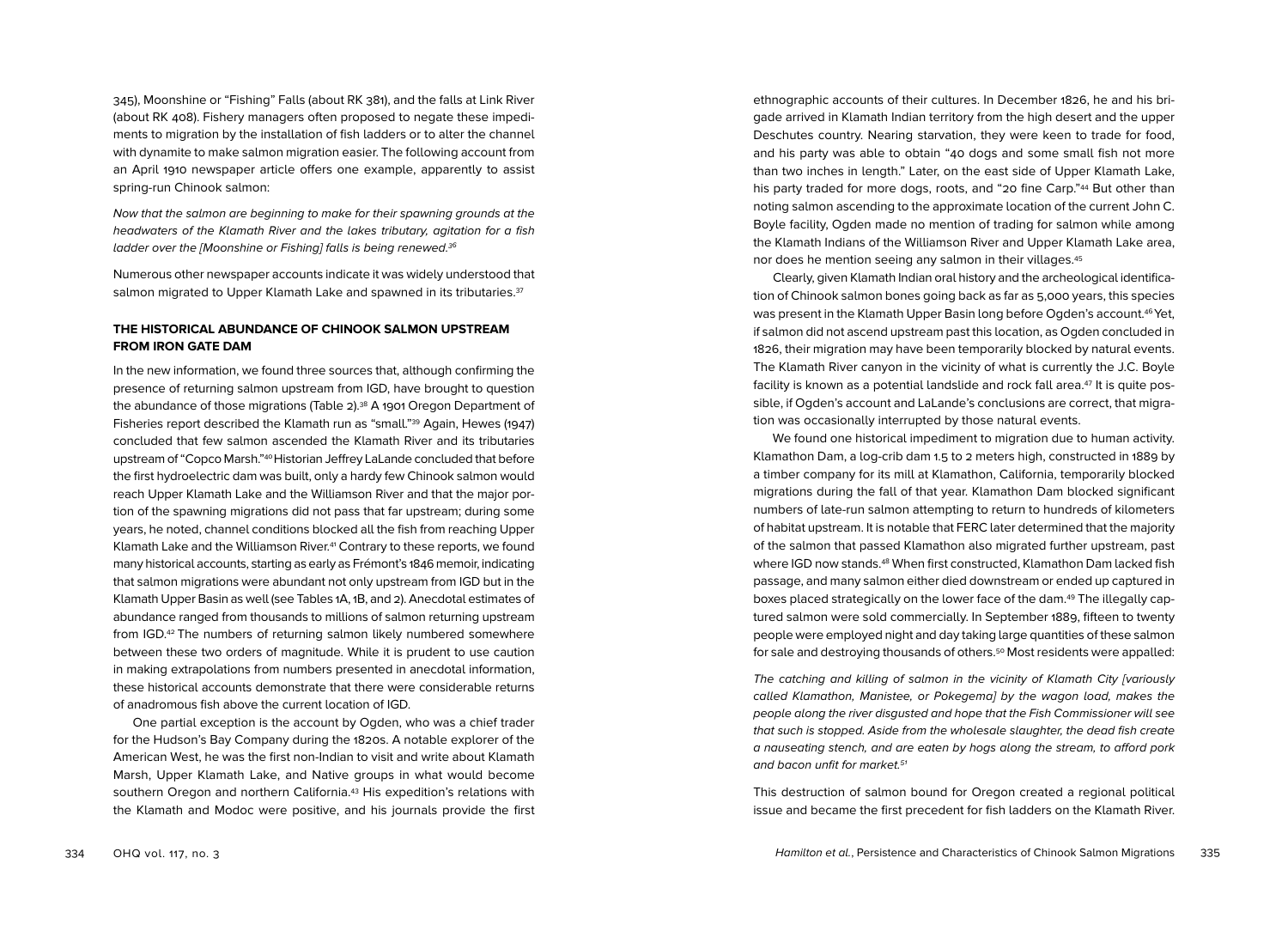345), Moonshine or "Fishing" Falls (about RK 381), and the falls at Link River (about RK 408). Fishery managers often proposed to negate these impediments to migration by the installation of fish ladders or to alter the channel with dynamite to make salmon migration easier. The following account from an April 1910 newspaper article offers one example, apparently to assist spring-run Chinook salmon:

*Now that the salmon are beginning to make for their spawning grounds at the headwaters of the Klamath River and the lakes tributary, agitation for a fish ladder over the [Moonshine or Fishing] falls is being renewed.*[36]

Numerous other newspaper accounts indicate it was widely understood that salmon migrated to Upper Klamath Lake and spawned in its tributaries.[37]

### THE HISTORICAL ABUNDANCE OF CHINOOK SALMON UPSTREAM FROM IRON GATE DAM

In the new information, we found three sources that, although confirming the presence of returning salmon upstream from IGD, have brought to question the abundance of those migrations (Table 2).[38] A 1901 Oregon Department of Fisheries report described the Klamath run as "small."[39] Again, Hewes (1947) concluded that few salmon ascended the Klamath River and its tributaries upstream of "Copco Marsh."[40] Historian Jeffrey LaLande concluded that before the first hydroelectric dam was built, only a hardy few Chinook salmon would reach Upper Klamath Lake and the Williamson River and that the major portion of the spawning migrations did not pass that far upstream; during some years, he noted, channel conditions blocked all the fish from reaching Upper Klamath Lake and the Williamson River.[41] Contrary to these reports, we found many historical accounts, starting as early as Frémont's 1846 memoir, indicating that salmon migrations were abundant not only upstream from IGD but in the Klamath Upper Basin as well (see Tables 1A, 1B, and 2). Anecdotal estimates of abundance ranged from thousands to millions of salmon returning upstream from IGD.[42] The numbers of returning salmon likely numbered somewhere between these two orders of magnitude. While it is prudent to use caution in making extrapolations from numbers presented in anecdotal information, these historical accounts demonstrate that there were considerable returns of anadromous fish above the current location of IGD.

One partial exception is the account by Ogden, who was a chief trader for the Hudson's Bay Company during the 1820s. A notable explorer of the American West, he was the first non-Indian to visit and write about Klamath Marsh, Upper Klamath Lake, and Native groups in what would become southern Oregon and northern California.[43] His expedition's relations with the Klamath and Modoc were positive, and his journals provide the first ethnographic accounts of their cultures. In December 1826, he and his brigade arrived in Klamath Indian territory from the high desert and the upper Deschutes country. Nearing starvation, they were keen to trade for food, and his party was able to obtain "40 dogs and some small fish not more than two inches in length." Later, on the east side of Upper Klamath Lake, his party traded for more dogs, roots, and "20 fine Carp."[44] But other than noting salmon ascending to the approximate location of the current John C. Boyle facility, Ogden made no mention of trading for salmon while among the Klamath Indians of the Williamson River and Upper Klamath Lake area, nor does he mention seeing any salmon in their villages.[45]

Clearly, given Klamath Indian oral history and the archeological identification of Chinook salmon bones going back as far as 5,000 years, this species was present in the Klamath Upper Basin long before Ogden's account.[46] Yet, if salmon did not ascend upstream past this location, as Ogden concluded in 1826, their migration may have been temporarily blocked by natural events. The Klamath River canyon in the vicinity of what is currently the J.C. Boyle facility is known as a potential landslide and rock fall area.[47] It is quite possible, if Ogden's account and LaLande's conclusions are correct, that migration was occasionally interrupted by those natural events.

We found one historical impediment to migration due to human activity. Klamathon Dam, a log-crib dam 1.5 to 2 meters high, constructed in 1889 by a timber company for its mill at Klamathon, California, temporarily blocked migrations during the fall of that year. Klamathon Dam blocked significant numbers of late-run salmon attempting to return to hundreds of kilometers of habitat upstream. It is notable that FERC later determined that the majority of the salmon that passed Klamathon also migrated further upstream, past where IGD now stands.[48] When first constructed, Klamathon Dam lacked fish passage, and many salmon either died downstream or ended up captured in boxes placed strategically on the lower face of the dam.[49] The illegally captured salmon were sold commercially. In September 1889, fifteen to twenty people were employed night and day taking large quantities of these salmon for sale and destroying thousands of others.[50] Most residents were appalled:

*The catching and killing of salmon in the vicinity of Klamath City [variously called Klamathon, Manistee, or Pokegema] by the wagon load, makes the people along the river disgusted and hope that the Fish Commissioner will see that such is stopped. Aside from the wholesale slaughter, the dead fish create a nauseating stench, and are eaten by hogs along the stream, to afford pork and bacon unfit for market.*[51]

This destruction of salmon bound for Oregon created a regional political issue and became the first precedent for fish ladders on the Klamath River.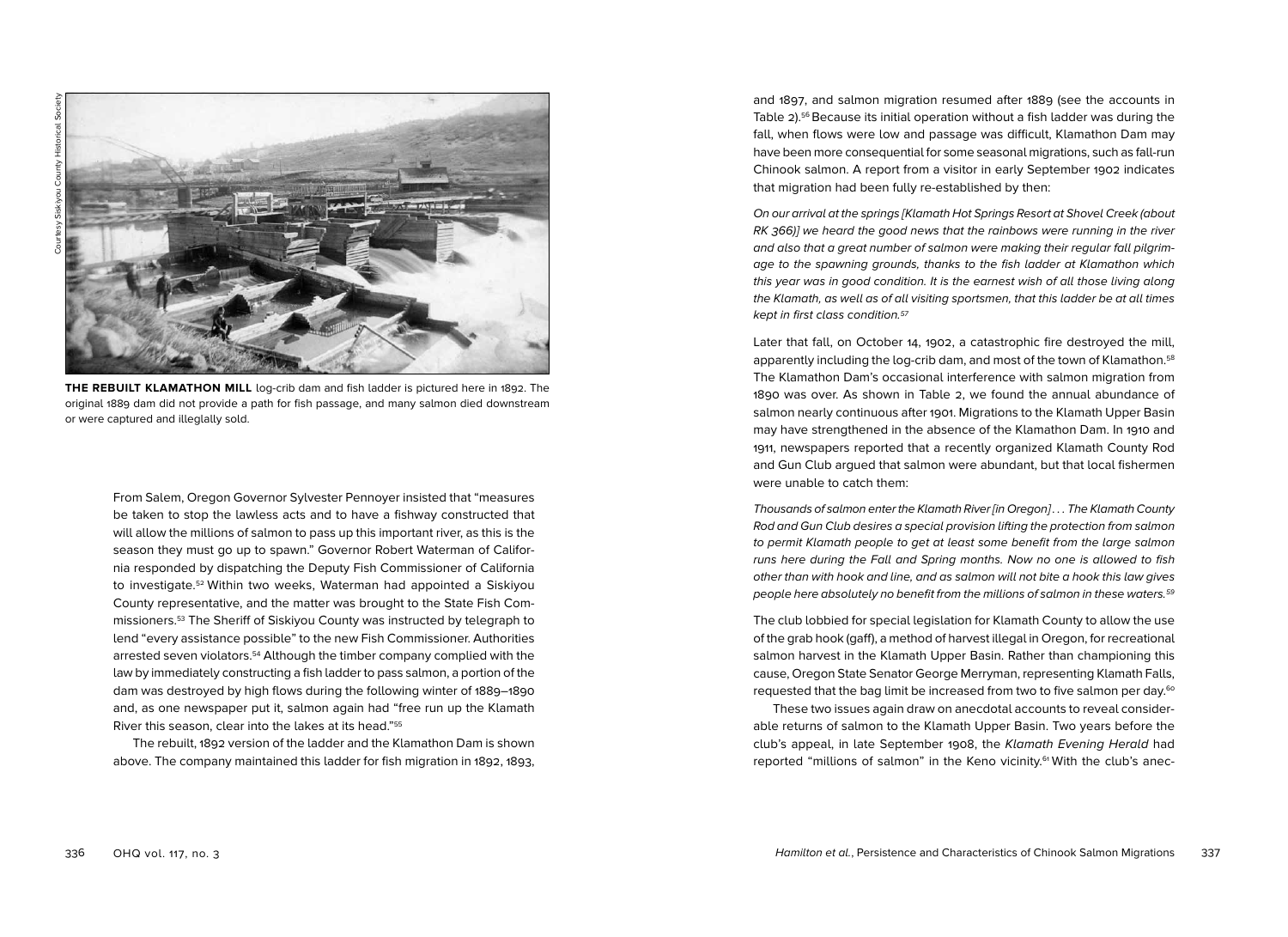Courtesy Siskiyou County Historical Society

**THE REBUILT KLAMATHON MILL** log-crib dam and fish ladder is pictured here in 1892. The original 1889 dam did not provide a path for fish passage, and many salmon died downstream or were captured and illeglally sold.

From Salem, Oregon Governor Sylvester Pennoyer insisted that "measures be taken to stop the lawless acts and to have a fishway constructed that will allow the millions of salmon to pass up this important river, as this is the season they must go up to spawn." Governor Robert Waterman of California responded by dispatching the Deputy Fish Commissioner of California to investigate.[52] Within two weeks, Waterman had appointed a Siskiyou County representative, and the matter was brought to the State Fish Commissioners.[53] The Sheriff of Siskiyou County was instructed by telegraph to lend "every assistance possible" to the new Fish Commissioner. Authorities arrested seven violators.[54] Although the timber company complied with the law by immediately constructing a fish ladder to pass salmon, a portion of the dam was destroyed by high flows during the following winter of 1889–1890 and, as one newspaper put it, salmon again had "free run up the Klamath River this season, clear into the lakes at its head."[55]

The rebuilt, 1892 version of the ladder and the Klamathon Dam is shown above. The company maintained this ladder for fish migration in 1892, 1893, and 1897, and salmon migration resumed after 1889 (see the accounts in Table 2).[56] Because its initial operation without a fish ladder was during the fall, when flows were low and passage was difficult, Klamathon Dam may have been more consequential for some seasonal migrations, such as fall-run Chinook salmon. A report from a visitor in early September 1902 indicates that migration had been fully re-established by then:

*On our arrival at the springs [Klamath Hot Springs Resort at Shovel Creek (about RK 366)] we heard the good news that the rainbows were running in the river and also that a great number of salmon were making their regular fall pilgrimage to the spawning grounds, thanks to the fish ladder at Klamathon which this year was in good condition. It is the earnest wish of all those living along the Klamath, as well as of all visiting sportsmen, that this ladder be at all times kept in first class condition.*[57]

Later that fall, on October 14, 1902, a catastrophic fire destroyed the mill, apparently including the log-crib dam, and most of the town of Klamathon.[58] The Klamathon Dam's occasional interference with salmon migration from 1890 was over. As shown in Table 2, we found the annual abundance of salmon nearly continuous after 1901. Migrations to the Klamath Upper Basin may have strengthened in the absence of the Klamathon Dam. In 1910 and 1911, newspapers reported that a recently organized Klamath County Rod and Gun Club argued that salmon were abundant, but that local fishermen were unable to catch them:

*Thousands of salmon enter the Klamath River [in Oregon] . . . The Klamath County Rod and Gun Club desires a special provision lifting the protection from salmon to permit Klamath people to get at least some benefit from the large salmon runs here during the Fall and Spring months. Now no one is allowed to fish other than with hook and line, and as salmon will not bite a hook this law gives people here absolutely no benefit from the millions of salmon in these waters.*[59]

The club lobbied for special legislation for Klamath County to allow the use of the grab hook (gaff), a method of harvest illegal in Oregon, for recreational salmon harvest in the Klamath Upper Basin. Rather than championing this cause, Oregon State Senator George Merryman, representing Klamath Falls, requested that the bag limit be increased from two to five salmon per day.[60]

These two issues again draw on anecdotal accounts to reveal considerable returns of salmon to the Klamath Upper Basin. Two years before the club's appeal, in late September 1908, the *Klamath Evening Herald* had reported "millions of salmon" in the Keno vicinity.[61] With the club's anec-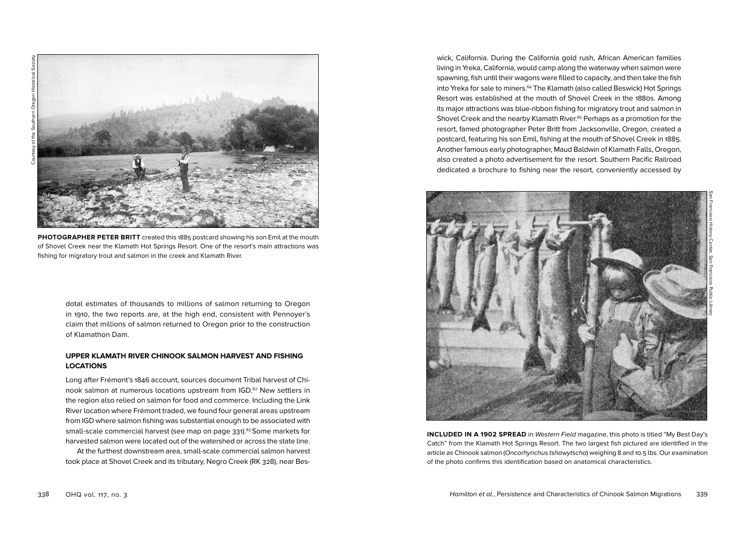Courtesy of the Southern Oregon Historical Society

**PHOTOGRAPHER PETER BRITT** created this 1885 postcard showing his son Emil at the mouth of Shovel Creek near the Klamath Hot Springs Resort. One of the resort's main attractions was fishing for migratory trout and salmon in the creek and Klamath River.

dotal estimates of thousands to millions of salmon returning to Oregon in 1910, the two reports are, at the high end, consistent with Pennoyer's claim that millions of salmon returned to Oregon prior to the construction of Klamathon Dam.

### UPPER KLAMATH RIVER CHINOOK SALMON HARVEST AND FISHING LOCATIONS

Long after Frémont's 1846 account, sources document Tribal harvest of Chinook salmon at numerous locations upstream from IGD.[62] New settlers in the region also relied on salmon for food and commerce. Including the Link River location where Frémont traded, we found four general areas upstream from IGD where salmon fishing was substantial enough to be associated with small-scale commercial harvest (see map on page 331).[63] Some markets for harvested salmon were located out of the watershed or across the state line.

At the furthest downstream area, small-scale commercial salmon harvest took place at Shovel Creek and its tributary, Negro Creek (RK 328), near Beswick, California. During the California gold rush, African American families living in Yreka, California, would camp along the waterway when salmon were spawning, fish until their wagons were filled to capacity, and then take the fish into Yreka for sale to miners.[64] The Klamath (also called Beswick) Hot Springs Resort was established at the mouth of Shovel Creek in the 1880s. Among its major attractions was blue-ribbon fishing for migratory trout and salmon in Shovel Creek and the nearby Klamath River.[65] Perhaps as a promotion for the resort, famed photographer Peter Britt from Jacksonville, Oregon, created a postcard, featuring his son Emil, fishing at the mouth of Shovel Creek in 1885. Another famous early photographer, Maud Baldwin of Klamath Falls, Oregon, also created a photo advertisement for the resort. Southern Pacific Railroad dedicated a brochure to fishing near the resort, conveniently accessed by

San Francisco History Center, San Francisco Public Library

**INCLUDED IN A 1902 SPREAD** in *Western Field* magazine, this photo is titled "My Best Day's Catch" from the Klamath Hot Springs Resort. The two largest fish pictured are identified in the article as Chinook salmon (*Oncorhynchus tshawytscha*) weighing 8 and 10.5 lbs. Our examination of the photo confirms this identification based on anatomical characteristics.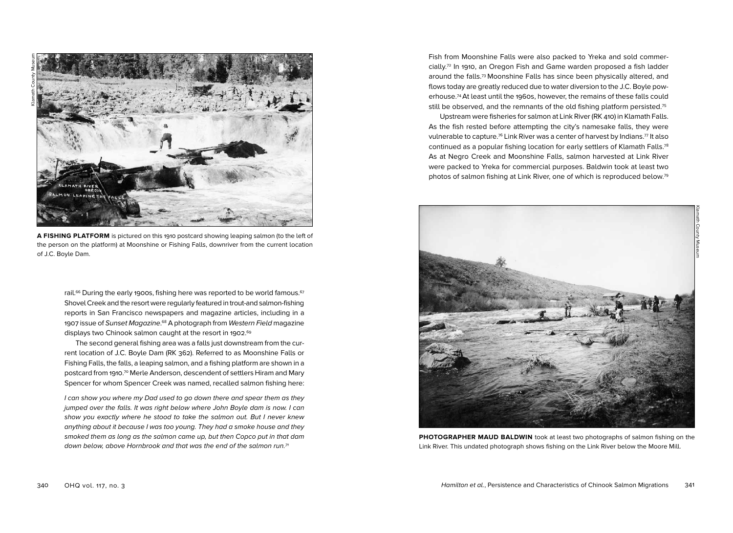**A FISHING PLATFORM** is pictured on this 1910 postcard showing leaping salmon (to the left of the person on the platform) at Moonshine or Fishing Falls, downriver from the current location of J.C. Boyle Dam.

rail.[66] During the early 1900s, fishing here was reported to be world famous.[67] Shovel Creek and the resort were regularly featured in trout-and salmon-fishing reports in San Francisco newspapers and magazine articles, including in a 1907 issue of *Sunset Magazine*.[68] A photograph from *Western Field* magazine displays two Chinook salmon caught at the resort in 1902.[69]

The second general fishing area was a falls just downstream from the current location of J.C. Boyle Dam (RK 362). Referred to as Moonshine Falls or Fishing Falls, the falls, a leaping salmon, and a fishing platform are shown in a postcard from 1910.[70] Merle Anderson, descendent of settlers Hiram and Mary Spencer for whom Spencer Creek was named, recalled salmon fishing here:

*I can show you where my Dad used to go down there and spear them as they jumped over the falls. It was right below where John Boyle dam is now. I can show you exactly where he stood to take the salmon out. But I never knew anything about it because I was too young. They had a smoke house and they smoked them as long as the salmon came up, but then Copco put in that dam down below, above Hornbrook and that was the end of the salmon run.*[71]

Fish from Moonshine Falls were also packed to Yreka and sold commercially.[72] In 1910, an Oregon Fish and Game warden proposed a fish ladder around the falls.[73] Moonshine Falls has since been physically altered, and flows today are greatly reduced due to water diversion to the J.C. Boyle powerhouse.[74] At least until the 1960s, however, the remains of these falls could still be observed, and the remnants of the old fishing platform persisted.[75]

Upstream were fisheries for salmon at Link River (RK 410) in Klamath Falls. As the fish rested before attempting the city's namesake falls, they were vulnerable to capture.[76] Link River was a center of harvest by Indians.[77] It also continued as a popular fishing location for early settlers of Klamath Falls.[78] As at Negro Creek and Moonshine Falls, salmon harvested at Link River were packed to Yreka for commercial purposes. Baldwin took at least two photos of salmon fishing at Link River, one of which is reproduced below.[79]

**PHOTOGRAPHER MAUD BALDWIN** took at least two photographs of salmon fishing on the Link River. This undated photograph shows fishing on the Link River below the Moore Mill.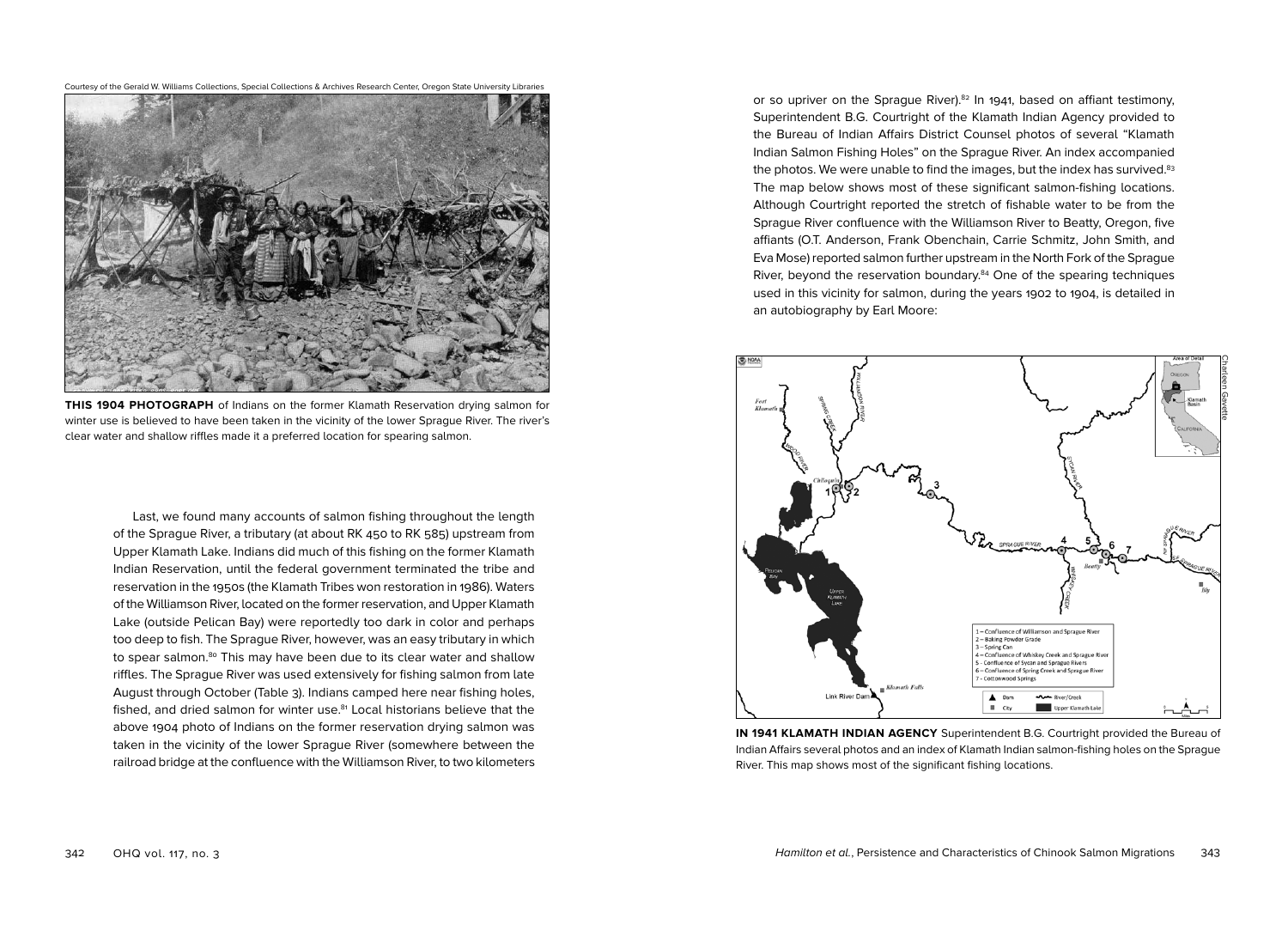Courtesy of the Gerald W. Williams Collections, Special Collections & Archives Research Center, Oregon State University Libraries

**THIS 1904 PHOTOGRAPH** of Indians on the former Klamath Reservation drying salmon for winter use is believed to have been taken in the vicinity of the lower Sprague River. The river's clear water and shallow riffles made it a preferred location for spearing salmon.

Last, we found many accounts of salmon fishing throughout the length of the Sprague River, a tributary (at about RK 450 to RK 585) upstream from Upper Klamath Lake. Indians did much of this fishing on the former Klamath Indian Reservation, until the federal government terminated the tribe and reservation in the 1950s (the Klamath Tribes won restoration in 1986). Waters of the Williamson River, located on the former reservation, and Upper Klamath Lake (outside Pelican Bay) were reportedly too dark in color and perhaps too deep to fish. The Sprague River, however, was an easy tributary in which to spear salmon.[80] This may have been due to its clear water and shallow riffles. The Sprague River was used extensively for fishing salmon from late August through October (Table 3). Indians camped here near fishing holes, fished, and dried salmon for winter use.[81] Local historians believe that the above 1904 photo of Indians on the former reservation drying salmon was taken in the vicinity of the lower Sprague River (somewhere between the railroad bridge at the confluence with the Williamson River, to two kilometers or so upriver on the Sprague River).[82] In 1941, based on affiant testimony, Superintendent B.G. Courtright of the Klamath Indian Agency provided to the Bureau of Indian Affairs District Counsel photos of several "Klamath Indian Salmon Fishing Holes" on the Sprague River. An index accompanied the photos. We were unable to find the images, but the index has survived.[83] The map below shows most of these significant salmon-fishing locations. Although Courtright reported the stretch of fishable water to be from the Sprague River confluence with the Williamson River to Beatty, Oregon, five affiants (O.T. Anderson, Frank Obenchain, Carrie Schmitz, John Smith, and Eva Mose) reported salmon further upstream in the North Fork of the Sprague River, beyond the reservation boundary.[84] One of the spearing techniques used in this vicinity for salmon, during the years 1902 to 1904, is detailed in an autobiography by Earl Moore:

Charleen Gavette

1 – Confluence of Williamson and Sprague River
2 – Baking Powder Grade
3 – Spring Can
4 – Confluence of Whiskey Creek and Sprague River
5 – Confluence of Sycan and Sprague Rivers
6 – Confluence of Spring Creek and Sprague River
7 – Cottonwood Springs

**IN 1941 KLAMATH INDIAN AGENCY** Superintendent B.G. Courtright provided the Bureau of Indian Affairs several photos and an index of Klamath Indian salmon-fishing holes on the Sprague River. This map shows most of the significant fishing locations.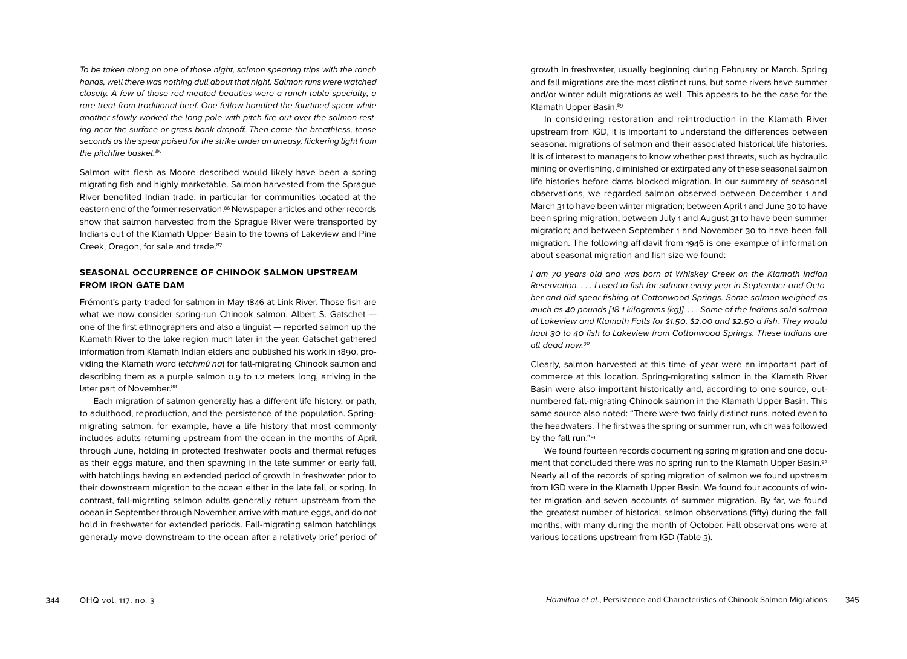*To be taken along on one of those night, salmon spearing trips with the ranch hands, well there was nothing dull about that night. Salmon runs were watched closely. A few of those red-meated beauties were a ranch table specialty; a rare treat from traditional beef. One fellow handled the fourtined spear while another slowly worked the long pole with pitch fire out over the salmon resting near the surface or grass bank dropoff. Then came the breathless, tense seconds as the spear poised for the strike under an uneasy, flickering light from the pitchfire basket.*[85]

Salmon with flesh as Moore described would likely have been a spring migrating fish and highly marketable. Salmon harvested from the Sprague River benefited Indian trade, in particular for communities located at the eastern end of the former reservation.[86] Newspaper articles and other records show that salmon harvested from the Sprague River were transported by Indians out of the Klamath Upper Basin to the towns of Lakeview and Pine Creek, Oregon, for sale and trade.[87]

## SEASONAL OCCURRENCE OF CHINOOK SALMON UPSTREAM FROM IRON GATE DAM

Frémont's party traded for salmon in May 1846 at Link River. Those fish are what we now consider spring-run Chinook salmon. Albert S. Gatschet — one of the first ethnographers and also a linguist — reported salmon up the Klamath River to the lake region much later in the year. Gatschet gathered information from Klamath Indian elders and published his work in 1890, providing the Klamath word (*etchmû'na*) for fall-migrating Chinook salmon and describing them as a purple salmon 0.9 to 1.2 meters long, arriving in the later part of November.[88]

Each migration of salmon generally has a different life history, or path, to adulthood, reproduction, and the persistence of the population. Spring-migrating salmon, for example, have a life history that most commonly includes adults returning upstream from the ocean in the months of April through June, holding in protected freshwater pools and thermal refuges as their eggs mature, and then spawning in the late summer or early fall, with hatchlings having an extended period of growth in freshwater prior to their downstream migration to the ocean either in the late fall or spring. In contrast, fall-migrating salmon adults generally return upstream from the ocean in September through November, arrive with mature eggs, and do not hold in freshwater for extended periods. Fall-migrating salmon hatchlings generally move downstream to the ocean after a relatively brief period of growth in freshwater, usually beginning during February or March. Spring and fall migrations are the most distinct runs, but some rivers have summer and/or winter adult migrations as well. This appears to be the case for the Klamath Upper Basin.[89]

In considering restoration and reintroduction in the Klamath River upstream from IGD, it is important to understand the differences between seasonal migrations of salmon and their associated historical life histories. It is of interest to managers to know whether past threats, such as hydraulic mining or overfishing, diminished or extirpated any of these seasonal salmon life histories before dams blocked migration. In our summary of seasonal observations, we regarded salmon observed between December 1 and March 31 to have been winter migration; between April 1 and June 30 to have been spring migration; between July 1 and August 31 to have been summer migration; and between September 1 and November 30 to have been fall migration. The following affidavit from 1946 is one example of information about seasonal migration and fish size we found:

*I am 70 years old and was born at Whiskey Creek on the Klamath Indian Reservation. . . . I used to fish for salmon every year in September and October and did spear fishing at Cottonwood Springs. Some salmon weighed as much as 40 pounds [18.1 kilograms (kg)]. . . . Some of the Indians sold salmon at Lakeview and Klamath Falls for $1.50, $2.00 and $2.50 a fish. They would haul 30 to 40 fish to Lakeview from Cottonwood Springs. These Indians are all dead now.*[90]

Clearly, salmon harvested at this time of year were an important part of commerce at this location. Spring-migrating salmon in the Klamath River Basin were also important historically and, according to one source, outnumbered fall-migrating Chinook salmon in the Klamath Upper Basin. This same source also noted: "There were two fairly distinct runs, noted even to the headwaters. The first was the spring or summer run, which was followed by the fall run."[91]

We found fourteen records documenting spring migration and one document that concluded there was no spring run to the Klamath Upper Basin.[92] Nearly all of the records of spring migration of salmon we found upstream from IGD were in the Klamath Upper Basin. We found four accounts of winter migration and seven accounts of summer migration. By far, we found the greatest number of historical salmon observations (fifty) during the fall months, with many during the month of October. Fall observations were at various locations upstream from IGD (Table 3).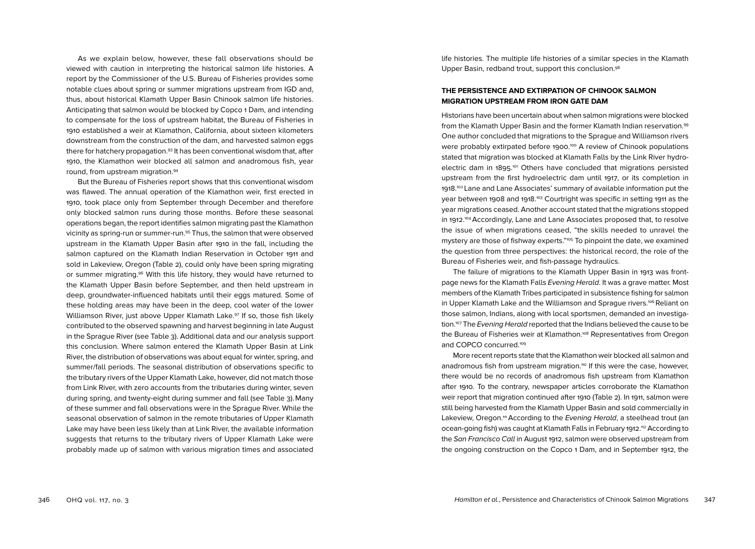As we explain below, however, these fall observations should be viewed with caution in interpreting the historical salmon life histories. A report by the Commissioner of the U.S. Bureau of Fisheries provides some notable clues about spring or summer migrations upstream from IGD and, thus, about historical Klamath Upper Basin Chinook salmon life histories. Anticipating that salmon would be blocked by Copco 1 Dam, and intending to compensate for the loss of upstream habitat, the Bureau of Fisheries in 1910 established a weir at Klamathon, California, about sixteen kilometers downstream from the construction of the dam, and harvested salmon eggs there for hatchery propagation.[93] It has been conventional wisdom that, after 1910, the Klamathon weir blocked all salmon and anadromous fish, year round, from upstream migration.[94]

But the Bureau of Fisheries report shows that this conventional wisdom was flawed. The annual operation of the Klamathon weir, first erected in 1910, took place only from September through December and therefore only blocked salmon runs during those months. Before these seasonal operations began, the report identifies salmon migrating past the Klamathon vicinity as spring-run or summer-run.[95] Thus, the salmon that were observed upstream in the Klamath Upper Basin after 1910 in the fall, including the salmon captured on the Klamath Indian Reservation in October 1911 and sold in Lakeview, Oregon (Table 2), could only have been spring migrating or summer migrating.[96] With this life history, they would have returned to the Klamath Upper Basin before September, and then held upstream in deep, groundwater-influenced habitats until their eggs matured. Some of these holding areas may have been in the deep, cool water of the lower Williamson River, just above Upper Klamath Lake.[97] If so, those fish likely contributed to the observed spawning and harvest beginning in late August in the Sprague River (see Table 3). Additional data and our analysis support this conclusion. Where salmon entered the Klamath Upper Basin at Link River, the distribution of observations was about equal for winter, spring, and summer/fall periods. The seasonal distribution of observations specific to the tributary rivers of the Upper Klamath Lake, however, did not match those from Link River, with zero accounts from the tributaries during winter, seven during spring, and twenty-eight during summer and fall (see Table 3). Many of these summer and fall observations were in the Sprague River. While the seasonal observation of salmon in the remote tributaries of Upper Klamath Lake may have been less likely than at Link River, the available information suggests that returns to the tributary rivers of Upper Klamath Lake were probably made up of salmon with various migration times and associated life histories. The multiple life histories of a similar species in the Klamath Upper Basin, redband trout, support this conclusion.[98]

### THE PERSISTENCE AND EXTIRPATION OF CHINOOK SALMON MIGRATION UPSTREAM FROM IRON GATE DAM

Historians have been uncertain about when salmon migrations were blocked from the Klamath Upper Basin and the former Klamath Indian reservation.[99] One author concluded that migrations to the Sprague and Williamson rivers were probably extirpated before 1900.[100] A review of Chinook populations stated that migration was blocked at Klamath Falls by the Link River hydroelectric dam in 1895.[101] Others have concluded that migrations persisted upstream from the first hydroelectric dam until 1917, or its completion in 1918.[102] Lane and Lane Associates' summary of available information put the year between 1908 and 1918.[103] Courtright was specific in setting 1911 as the year migrations ceased. Another account stated that the migrations stopped in 1912.[104] Accordingly, Lane and Lane Associates proposed that, to resolve the issue of when migrations ceased, "the skills needed to unravel the mystery are those of fishway experts."[105] To pinpoint the date, we examined the question from three perspectives: the historical record, the role of the Bureau of Fisheries weir, and fish-passage hydraulics.

The failure of migrations to the Klamath Upper Basin in 1913 was front-page news for the Klamath Falls *Evening Herald*. It was a grave matter. Most members of the Klamath Tribes participated in subsistence fishing for salmon in Upper Klamath Lake and the Williamson and Sprague rivers.[106] Reliant on those salmon, Indians, along with local sportsmen, demanded an investigation.[107] The *Evening Herald* reported that the Indians believed the cause to be the Bureau of Fisheries weir at Klamathon.[108] Representatives from Oregon and COPCO concurred.[109]

More recent reports state that the Klamathon weir blocked all salmon and anadromous fish from upstream migration.[110] If this were the case, however, there would be no records of anadromous fish upstream from Klamathon after 1910. To the contrary, newspaper articles corroborate the Klamathon weir report that migration continued after 1910 (Table 2). In 1911, salmon were still being harvested from the Klamath Upper Basin and sold commercially in Lakeview, Oregon.[111] According to the *Evening Herald*, a steelhead trout (an ocean-going fish) was caught at Klamath Falls in February 1912.[112] According to the *San Francisco Call* in August 1912, salmon were observed upstream from the ongoing construction on the Copco 1 Dam, and in September 1912, the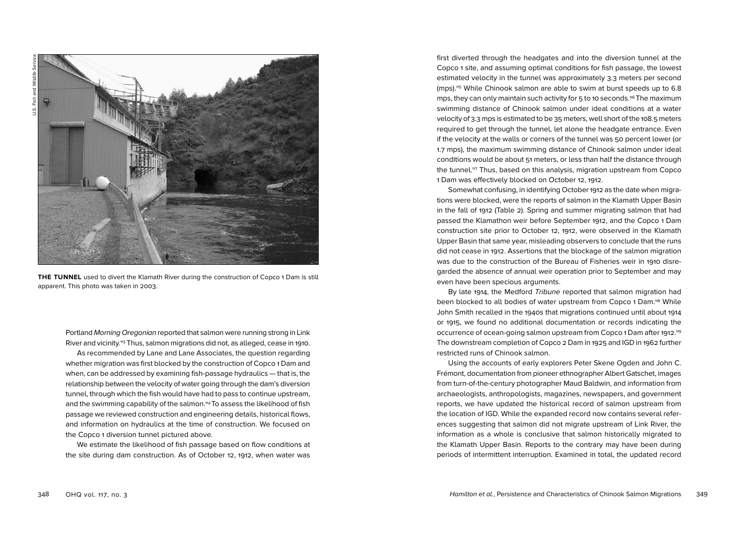**THE TUNNEL** used to divert the Klamath River during the construction of Copco 1 Dam is still apparent. This photo was taken in 2003.

Portland *Morning Oregonian* reported that salmon were running strong in Link River and vicinity.[113] Thus, salmon migrations did not, as alleged, cease in 1910.

As recommended by Lane and Lane Associates, the question regarding whether migration was first blocked by the construction of Copco 1 Dam and when, can be addressed by examining fish-passage hydraulics — that is, the relationship between the velocity of water going through the dam's diversion tunnel, through which the fish would have had to pass to continue upstream, and the swimming capability of the salmon.[114] To assess the likelihood of fish passage we reviewed construction and engineering details, historical flows, and information on hydraulics at the time of construction. We focused on the Copco 1 diversion tunnel pictured above.

We estimate the likelihood of fish passage based on flow conditions at the site during dam construction. As of October 12, 1912, when water was first diverted through the headgates and into the diversion tunnel at the Copco 1 site, and assuming optimal conditions for fish passage, the lowest estimated velocity in the tunnel was approximately 3.3 meters per second (mps).[115] While Chinook salmon are able to swim at burst speeds up to 6.8 mps, they can only maintain such activity for 5 to 10 seconds.[116] The maximum swimming distance of Chinook salmon under ideal conditions at a water velocity of 3.3 mps is estimated to be 35 meters, well short of the 108.5 meters required to get through the tunnel, let alone the headgate entrance. Even if the velocity at the walls or corners of the tunnel was 50 percent lower (or 1.7 mps), the maximum swimming distance of Chinook salmon under ideal conditions would be about 51 meters, or less than half the distance through the tunnel.[117] Thus, based on this analysis, migration upstream from Copco 1 Dam was effectively blocked on October 12, 1912.

Somewhat confusing, in identifying October 1912 as the date when migrations were blocked, were the reports of salmon in the Klamath Upper Basin in the fall of 1912 (Table 2). Spring and summer migrating salmon that had passed the Klamathon weir before September 1912, and the Copco 1 Dam construction site prior to October 12, 1912, were observed in the Klamath Upper Basin that same year, misleading observers to conclude that the runs did not cease in 1912. Assertions that the blockage of the salmon migration was due to the construction of the Bureau of Fisheries weir in 1910 disregarded the absence of annual weir operation prior to September and may even have been specious arguments.

By late 1914, the Medford *Tribune* reported that salmon migration had been blocked to all bodies of water upstream from Copco 1 Dam.[118] While John Smith recalled in the 1940s that migrations continued until about 1914 or 1915, we found no additional documentation or records indicating the occurrence of ocean-going salmon upstream from Copco 1 Dam after 1912.[119] The downstream completion of Copco 2 Dam in 1925 and IGD in 1962 further restricted runs of Chinook salmon.

Using the accounts of early explorers Peter Skene Ogden and John C. Frémont, documentation from pioneer ethnographer Albert Gatschet, images from turn-of-the-century photographer Maud Baldwin, and information from archaeologists, anthropologists, magazines, newspapers, and government reports, we have updated the historical record of salmon upstream from the location of IGD. While the expanded record now contains several references suggesting that salmon did not migrate upstream of Link River, the information as a whole is conclusive that salmon historically migrated to the Klamath Upper Basin. Reports to the contrary may have been during periods of intermittent interruption. Examined in total, the updated record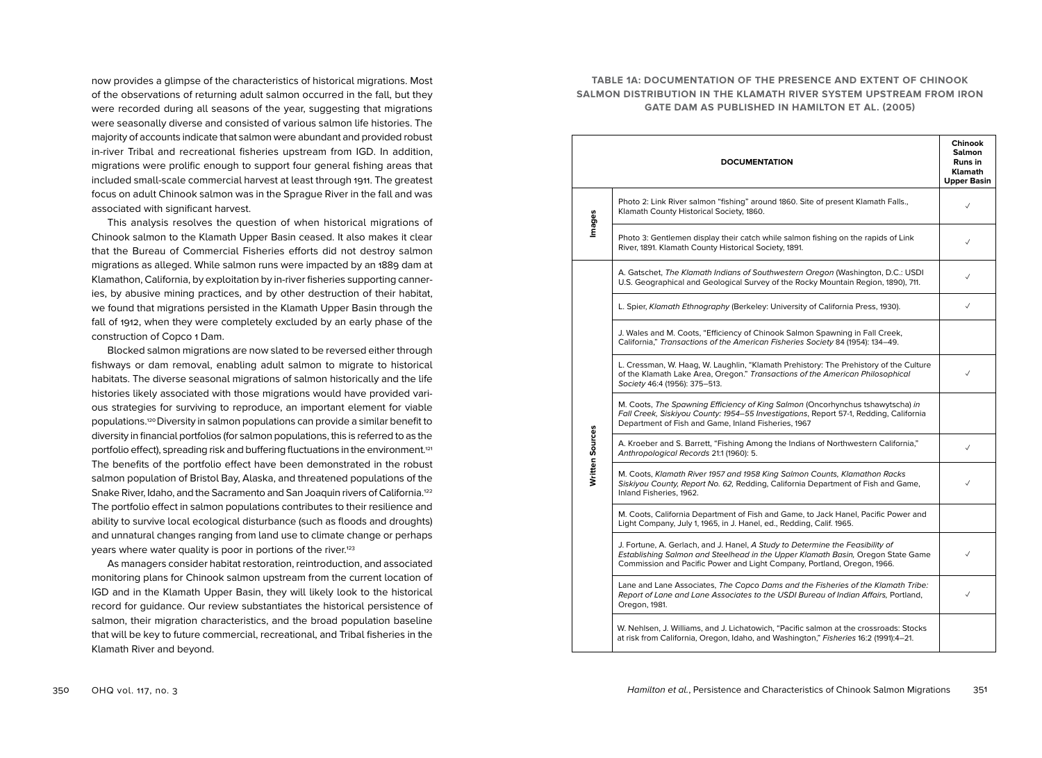now provides a glimpse of the characteristics of historical migrations. Most of the observations of returning adult salmon occurred in the fall, but they were recorded during all seasons of the year, suggesting that migrations were seasonally diverse and consisted of various salmon life histories. The majority of accounts indicate that salmon were abundant and provided robust in-river Tribal and recreational fisheries upstream from IGD. In addition, migrations were prolific enough to support four general fishing areas that included small-scale commercial harvest at least through 1911. The greatest focus on adult Chinook salmon was in the Sprague River in the fall and was associated with significant harvest.

This analysis resolves the question of when historical migrations of Chinook salmon to the Klamath Upper Basin ceased. It also makes it clear that the Bureau of Commercial Fisheries efforts did not destroy salmon migrations as alleged. While salmon runs were impacted by an 1889 dam at Klamathon, California, by exploitation by in-river fisheries supporting canneries, by abusive mining practices, and by other destruction of their habitat, we found that migrations persisted in the Klamath Upper Basin through the fall of 1912, when they were completely excluded by an early phase of the construction of Copco 1 Dam.

Blocked salmon migrations are now slated to be reversed either through fishways or dam removal, enabling adult salmon to migrate to historical habitats. The diverse seasonal migrations of salmon historically and the life histories likely associated with those migrations would have provided various strategies for surviving to reproduce, an important element for viable populations.[120] Diversity in salmon populations can provide a similar benefit to diversity in financial portfolios (for salmon populations, this is referred to as the portfolio effect), spreading risk and buffering fluctuations in the environment.[121] The benefits of the portfolio effect have been demonstrated in the robust salmon population of Bristol Bay, Alaska, and threatened populations of the Snake River, Idaho, and the Sacramento and San Joaquin rivers of California.[122] The portfolio effect in salmon populations contributes to their resilience and ability to survive local ecological disturbance (such as floods and droughts) and unnatural changes ranging from land use to climate change or perhaps years where water quality is poor in portions of the river.[123]

As managers consider habitat restoration, reintroduction, and associated monitoring plans for Chinook salmon upstream from the current location of IGD and in the Klamath Upper Basin, they will likely look to the historical record for guidance. Our review substantiates the historical persistence of salmon, their migration characteristics, and the broad population baseline that will be key to future commercial, recreational, and Tribal fisheries in the Klamath River and beyond.

**TABLE 1A: DOCUMENTATION OF THE PRESENCE AND EXTENT OF CHINOOK SALMON DISTRIBUTION IN THE KLAMATH RIVER SYSTEM UPSTREAM FROM IRON GATE DAM AS PUBLISHED IN HAMILTON ET AL. (2005)**

| | DOCUMENTATION | Chinook Salmon Runs in Klamath Upper Basin |
|---|---|---|
| Images | Photo 2: Link River salmon "fishing" around 1860. Site of present Klamath Falls., Klamath County Historical Society, 1860. | ✓ |
| | Photo 3: Gentlemen display their catch while salmon fishing on the rapids of Link River, 1891. Klamath County Historical Society, 1891. | ✓ |
| Written Sources | A. Gatschet, *The Klamath Indians of Southwestern Oregon* (Washington, D.C.: USDI U.S. Geographical and Geological Survey of the Rocky Mountain Region, 1890), 711. | ✓ |
| | L. Spier, *Klamath Ethnography* (Berkeley: University of California Press, 1930). | ✓ |
| | J. Wales and M. Coots, "Efficiency of Chinook Salmon Spawning in Fall Creek, California," *Transactions of the American Fisheries Society* 84 (1954): 134–49. | |
| | L. Cressman, W. Haag, W. Laughlin, "Klamath Prehistory: The Prehistory of the Culture of the Klamath Lake Area, Oregon." *Transactions of the American Philosophical Society* 46:4 (1956): 375–513. | ✓ |
| | M. Coots, *The Spawning Efficiency of King Salmon* (Oncorhynchus tshawytscha) *in Fall Creek, Siskiyou County: 1954–55 Investigations*, Report 57-1, Redding, California Department of Fish and Game, Inland Fisheries, 1967 | |
| | A. Kroeber and S. Barrett, "Fishing Among the Indians of Northwestern California," *Anthropological Records* 21:1 (1960): 5. | ✓ |
| | M. Coots, *Klamath River 1957 and 1958 King Salmon Counts, Klamathon Racks Siskiyou County, Report No. 62*, Redding, California Department of Fish and Game, Inland Fisheries, 1962. | ✓ |
| | M. Coots, California Department of Fish and Game, to Jack Hanel, Pacific Power and Light Company, July 1, 1965, in J. Hanel, ed., Redding, Calif. 1965. | |
| | J. Fortune, A. Gerlach, and J. Hanel, *A Study to Determine the Feasibility of Establishing Salmon and Steelhead in the Upper Klamath Basin*, Oregon State Game Commission and Pacific Power and Light Company, Portland, Oregon, 1966. | ✓ |
| | Lane and Lane Associates, *The Copco Dams and the Fisheries of the Klamath Tribe: Report of Lane and Lane Associates to the USDI Bureau of Indian Affairs*, Portland, Oregon, 1981. | ✓ |
| | W. Nehlsen, J. Williams, and J. Lichatowich, "Pacific salmon at the crossroads: Stocks at risk from California, Oregon, Idaho, and Washington," *Fisheries* 16:2 (1991):4–21. | |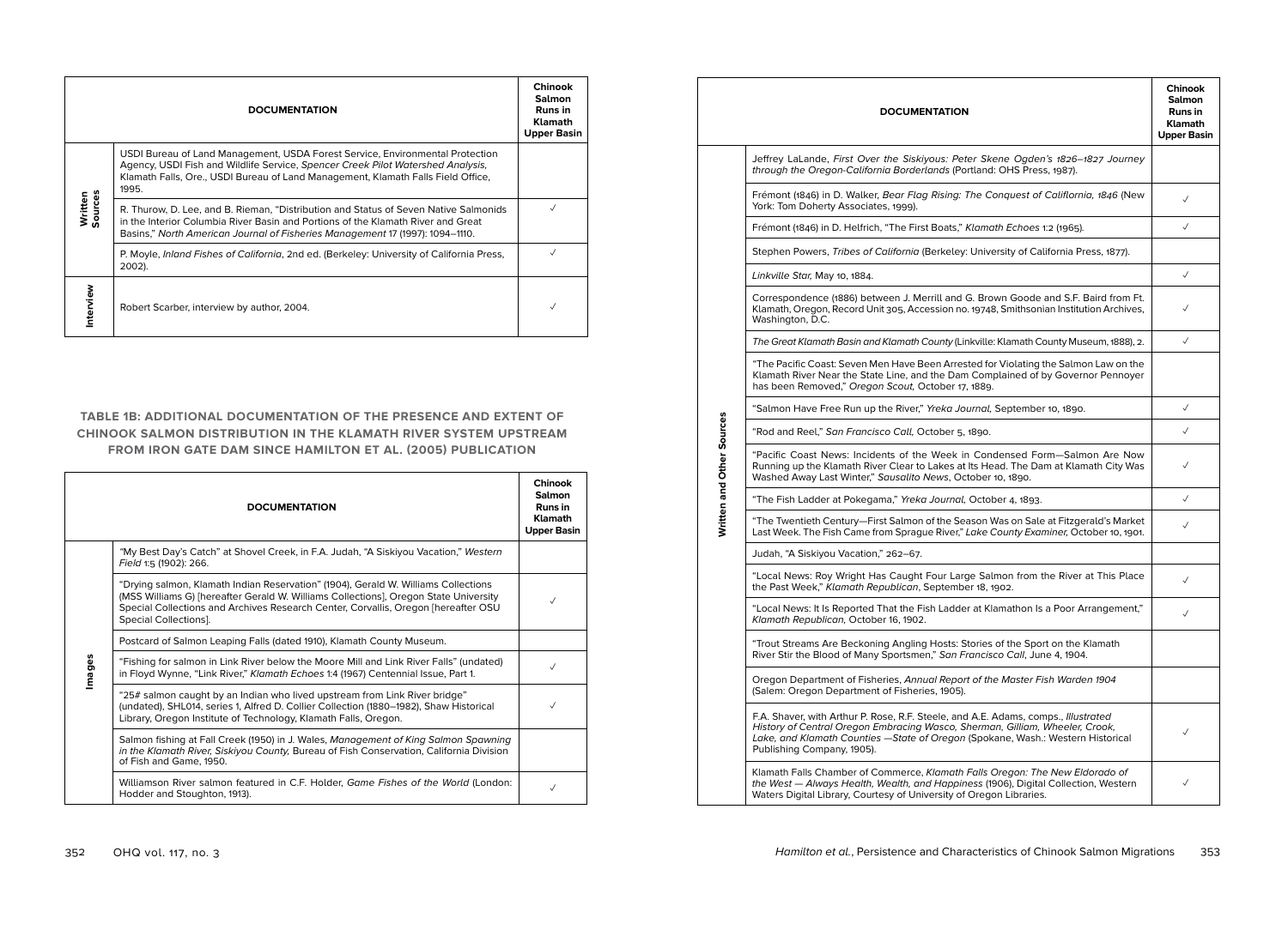| | DOCUMENTATION | Chinook Salmon Runs in Klamath Upper Basin |
|---|---|---|
| Written Sources | USDI Bureau of Land Management, USDA Forest Service, Environmental Protection Agency, USDI Fish and Wildlife Service, *Spencer Creek Pilot Watershed Analysis*, Klamath Falls, Ore., USDI Bureau of Land Management, Klamath Falls Field Office, 1995. | |
| | R. Thurow, D. Lee, and B. Rieman, "Distribution and Status of Seven Native Salmonids in the Interior Columbia River Basin and Portions of the Klamath River and Great Basins," *North American Journal of Fisheries Management* 17 (1997): 1094–1110. | ✓ |
| | P. Moyle, *Inland Fishes of California*, 2nd ed. (Berkeley: University of California Press, 2002). | ✓ |
| Interview | Robert Scarber, interview by author, 2004. | ✓ |

## TABLE 1B: ADDITIONAL DOCUMENTATION OF THE PRESENCE AND EXTENT OF CHINOOK SALMON DISTRIBUTION IN THE KLAMATH RIVER SYSTEM UPSTREAM FROM IRON GATE DAM SINCE HAMILTON ET AL. (2005) PUBLICATION

| | DOCUMENTATION | Chinook Salmon Runs in Klamath Upper Basin |
|---|---|---|
| Images | "My Best Day's Catch" at Shovel Creek, in F.A. Judah, "A Siskiyou Vacation," *Western Field* 1:5 (1902): 266. | |
| | "Drying salmon, Klamath Indian Reservation" (1904), Gerald W. Williams Collections (MSS Williams G) [hereafter Gerald W. Williams Collections], Oregon State University Special Collections and Archives Research Center, Corvallis, Oregon [hereafter OSU Special Collections]. | ✓ |
| | Postcard of Salmon Leaping Falls (dated 1910), Klamath County Museum. | |
| | "Fishing for salmon in Link River below the Moore Mill and Link River Falls" (undated) in Floyd Wynne, "Link River," *Klamath Echoes* 1:4 (1967) Centennial Issue, Part 1. | ✓ |
| | "25# salmon caught by an Indian who lived upstream from Link River bridge" (undated), SHL014, series 1, Alfred D. Collier Collection (1880–1982), Shaw Historical Library, Oregon Institute of Technology, Klamath Falls, Oregon. | ✓ |
| | Salmon fishing at Fall Creek (1950) in J. Wales, *Management of King Salmon Spawning in the Klamath River, Siskiyou County*, Bureau of Fish Conservation, California Division of Fish and Game, 1950. | |
| | Williamson River salmon featured in C.F. Holder, *Game Fishes of the World* (London: Hodder and Stoughton, 1913). | ✓ |
| Written and Other Sources | Jeffrey LaLande, *First Over the Siskiyous: Peter Skene Ogden's 1826–1827 Journey through the Oregon-California Borderlands* (Portland: OHS Press, 1987). | |
| | Frémont (1846) in D. Walker, *Bear Flag Rising: The Conquest of Califlornia, 1846* (New York: Tom Doherty Associates, 1999). | ✓ |
| | Frémont (1846) in D. Helfrich, "The First Boats," *Klamath Echoes* 1:2 (1965). | ✓ |
| | Stephen Powers, *Tribes of California* (Berkeley: University of California Press, 1877). | |
| | *Linkville Star*, May 10, 1884. | ✓ |
| | Correspondence (1886) between J. Merrill and G. Brown Goode and S.F. Baird from Ft. Klamath, Oregon, Record Unit 305, Accession no. 19748, Smithsonian Institution Archives, Washington, D.C. | ✓ |
| | *The Great Klamath Basin and Klamath County* (Linkville: Klamath County Museum, 1888), 2. | ✓ |
| | "The Pacific Coast: Seven Men Have Been Arrested for Violating the Salmon Law on the Klamath River Near the State Line, and the Dam Complained of by Governor Pennoyer has been Removed," *Oregon Scout*, October 17, 1889. | |
| | "Salmon Have Free Run up the River," *Yreka Journal*, September 10, 1890. | ✓ |
| | "Rod and Reel," *San Francisco Call*, October 5, 1890. | ✓ |
| | "Pacific Coast News: Incidents of the Week in Condensed Form—Salmon Are Now Running up the Klamath River Clear to Lakes at Its Head. The Dam at Klamath City Was Washed Away Last Winter," *Sausalito News*, October 10, 1890. | ✓ |
| | "The Fish Ladder at Pokegama," *Yreka Journal*, October 4, 1893. | ✓ |
| | "The Twentieth Century—First Salmon of the Season Was on Sale at Fitzgerald's Market Last Week. The Fish Came from Sprague River," *Lake County Examiner*, October 10, 1901. | ✓ |
| | Judah, "A Siskiyou Vacation," 262–67. | |
| | "Local News: Roy Wright Has Caught Four Large Salmon from the River at This Place the Past Week," *Klamath Republican*, September 18, 1902. | ✓ |
| | "Local News: It Is Reported That the Fish Ladder at Klamathon Is a Poor Arrangement," *Klamath Republican*, October 16, 1902. | ✓ |
| | "Trout Streams Are Beckoning Angling Hosts: Stories of the Sport on the Klamath River Stir the Blood of Many Sportsmen," *San Francisco Call*, June 4, 1904. | |
| | Oregon Department of Fisheries, *Annual Report of the Master Fish Warden 1904* (Salem: Oregon Department of Fisheries, 1905). | |
| | F.A. Shaver, with Arthur P. Rose, R.F. Steele, and A.E. Adams, comps., *Illustrated History of Central Oregon Embracing Wasco, Sherman, Gilliam, Wheeler, Crook, Lake, and Klamath Counties —State of Oregon* (Spokane, Wash.: Western Historical Publishing Company, 1905). | ✓ |
| | Klamath Falls Chamber of Commerce, *Klamath Falls Oregon: The New Eldorado of the West — Always Health, Wealth, and Happiness* (1906), Digital Collection, Western Waters Digital Library, Courtesy of University of Oregon Libraries. | ✓ |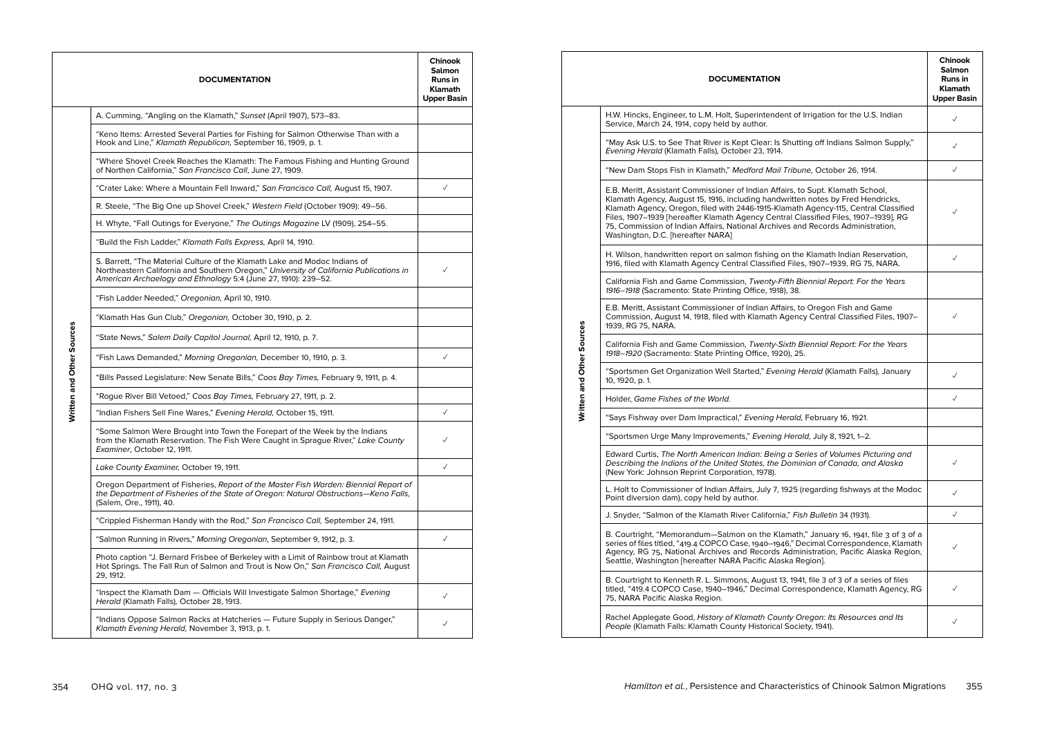| | DOCUMENTATION | Chinook Salmon Runs in Klamath Upper Basin |
|---|---|---|
| Written and Other Sources | A. Cumming, "Angling on the Klamath," *Sunset* (April 1907), 573–83. | |
| | "Keno Items: Arrested Several Parties for Fishing for Salmon Otherwise Than with a Hook and Line," *Klamath Republican*, September 16, 1909, p. 1. | |
| | "Where Shovel Creek Reaches the Klamath: The Famous Fishing and Hunting Ground of Northen California," *San Francisco Call*, June 27, 1909. | |
| | "Crater Lake: Where a Mountain Fell Inward," *San Francisco Call*, August 15, 1907. | ✓ |
| | R. Steele, "The Big One up Shovel Creek," *Western Field* (October 1909): 49–56. | |
| | H. Whyte, "Fall Outings for Everyone," *The Outings Magazine* LV (1909), 254–55. | |
| | "Build the Fish Ladder," *Klamath Falls Express*, April 14, 1910. | |
| | S. Barrett, "The Material Culture of the Klamath Lake and Modoc Indians of Northeastern California and Southern Oregon," *University of California Publications in American Archaeology and Ethnology* 5:4 (June 27, 1910): 239–52. | ✓ |
| | "Fish Ladder Needed," *Oregonian*, April 10, 1910. | |
| | "Klamath Has Gun Club," *Oregonian*, October 30, 1910, p. 2. | |
| | "State News," *Salem Daily Capitol Journal*, April 12, 1910, p. 7. | |
| | "Fish Laws Demanded," *Morning Oregonian*, December 10, 1910, p. 3. | ✓ |
| | "Bills Passed Legislature: New Senate Bills," *Coos Bay Times*, February 9, 1911, p. 4. | |
| | "Rogue River Bill Vetoed," *Coos Bay Times*, February 27, 1911, p. 2. | |
| | "Indian Fishers Sell Fine Wares," *Evening Herald*, October 15, 1911. | ✓ |
| | "Some Salmon Were Brought into Town the Forepart of the Week by the Indians from the Klamath Reservation. The Fish Were Caught in Sprague River," *Lake County Examiner*, October 12, 1911. | ✓ |
| | *Lake County Examiner*, October 19, 1911. | ✓ |
| | Oregon Department of Fisheries, *Report of the Master Fish Warden: Biennial Report of the Department of Fisheries of the State of Oregon: Natural Obstructions—Keno Falls*, (Salem, Ore., 1911), 40. | |
| | "Crippled Fisherman Handy with the Rod," *San Francisco Call*, September 24, 1911. | |
| | "Salmon Running in Rivers," *Morning Oregonian*, September 9, 1912, p. 3. | ✓ |
| | Photo caption "J. Bernard Frisbee of Berkeley with a Limit of Rainbow trout at Klamath Hot Springs. The Fall Run of Salmon and Trout is Now On," *San Francisco Call*, August 29, 1912. | |
| | "Inspect the Klamath Dam — Officials Will Investigate Salmon Shortage," *Evening Herald* (Klamath Falls), October 28, 1913. | ✓ |
| | "Indians Oppose Salmon Racks at Hatcheries — Future Supply in Serious Danger," *Klamath Evening Herald*, November 3, 1913, p. 1. | ✓ |

| | DOCUMENTATION | Chinook Salmon Runs in Klamath Upper Basin |
|---|---|---|
| Written and Other Sources | H.W. Hincks, Engineer, to L.M. Holt, Superintendent of Irrigation for the U.S. Indian Service, March 24, 1914, copy held by author. | ✓ |
| | "May Ask U.S. to See That River is Kept Clear: Is Shutting off Indians Salmon Supply," *Evening Herald* (Klamath Falls), October 23, 1914. | ✓ |
| | "New Dam Stops Fish in Klamath," *Medford Mail Tribune*, October 26, 1914. | ✓ |
| | E.B. Meritt, Assistant Commissioner of Indian Affairs, to Supt. Klamath School, Klamath Agency, August 15, 1916, including handwritten notes by Fred Hendricks, Klamath Agency, Oregon, filed with 2446-1915-Klamath Agency-115, Central Classified Files, 1907–1939 [hereafter Klamath Agency Central Classified Files, 1907–1939], RG 75, Commission of Indian Affairs, National Archives and Records Administration, Washington, D.C. [hereafter NARA] | ✓ |
| | H. Wilson, handwritten report on salmon fishing on the Klamath Indian Reservation, 1916, filed with Klamath Agency Central Classified Files, 1907–1939, RG 75, NARA. | ✓ |
| | California Fish and Game Commission, *Twenty-Fifth Biennial Report: For the Years 1916–1918* (Sacramento: State Printing Office, 1918), 38. | |
| | E.B. Meritt, Assistant Commissioner of Indian Affairs, to Oregon Fish and Game Commission, August 14, 1918, filed with Klamath Agency Central Classified Files, 1907–1939, RG 75, NARA. | ✓ |
| | California Fish and Game Commission, *Twenty-Sixth Biennial Report: For the Years 1918–1920* (Sacramento: State Printing Office, 1920), 25. | |
| | "Sportsmen Get Organization Well Started," *Evening Herald* (Klamath Falls), January 10, 1920, p. 1. | ✓ |
| | Holder, *Game Fishes of the World.* | ✓ |
| | "Says Fishway over Dam Impractical," *Evening Herald*, February 16, 1921. | |
| | "Sportsmen Urge Many Improvements," *Evening Herald*, July 8, 1921, 1–2. | |
| | Edward Curtis, *The North American Indian: Being a Series of Volumes Picturing and Describing the Indians of the United States, the Dominion of Canada, and Alaska* (New York: Johnson Reprint Corporation, 1978). | ✓ |
| | L. Holt to Commissioner of Indian Affairs, July 7, 1925 (regarding fishways at the Modoc Point diversion dam), copy held by author. | ✓ |
| | J. Snyder, "Salmon of the Klamath River California," *Fish Bulletin* 34 (1931). | ✓ |
| | B. Courtright, "Memorandum—Salmon on the Klamath," January 16, 1941, file 3 of 3 of a series of files titled, "419.4 COPCO Case, 1940–1946," Decimal Correspondence, Klamath Agency, RG 75, National Archives and Records Administration, Pacific Alaska Region, Seattle, Washington [hereafter NARA Pacific Alaska Region]. | ✓ |
| | B. Courtright to Kenneth R. L. Simmons, August 13, 1941, file 3 of 3 of a series of files titled, "419.4 COPCO Case, 1940–1946," Decimal Correspondence, Klamath Agency, RG 75, NARA Pacific Alaska Region. | ✓ |
| | Rachel Applegate Good, *History of Klamath County Oregon: Its Resources and Its People* (Klamath Falls: Klamath County Historical Society, 1941). | ✓ |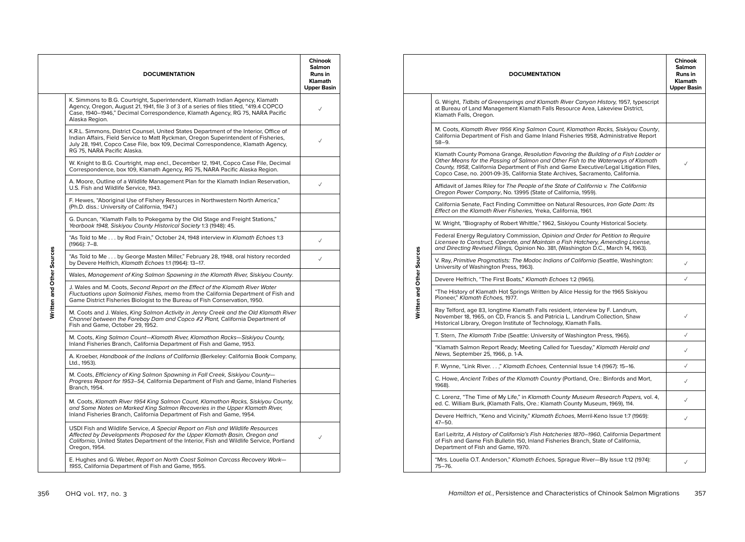| | DOCUMENTATION | Chinook Salmon Runs in Klamath Upper Basin |
|---|---|---|
| Written and Other Sources | K. Simmons to B.G. Courtright, Superintendent, Klamath Indian Agency, Klamath Agency, Oregon, August 21, 1941, file 3 of 3 of a series of files titled, "419.4 COPCO Case, 1940–1946," Decimal Correspondence, Klamath Agency, RG 75, NARA Pacific Alaska Region. | ✓ |
| | K.R.L. Simmons, District Counsel, United States Department of the Interior, Office of Indian Affairs, Field Service to Matt Ryckman, Oregon Superintendent of Fisheries, July 28, 1941, Copco Case File, box 109, Decimal Correspondence, Klamath Agency, RG 75, NARA Pacific Alaska. | ✓ |
| | W. Knight to B.G. Courtright, map encl., December 12, 1941, Copco Case File, Decimal Correspondence, box 109, Klamath Agency, RG 75, NARA Pacific Alaska Region. | |
| | A. Moore, Outline of a Wildlife Management Plan for the Klamath Indian Reservation, U.S. Fish and Wildlife Service, 1943. | ✓ |
| | F. Hewes, "Aboriginal Use of Fishery Resources in Northwestern North America," (Ph.D. diss.: University of California, 1947.) | |
| | G. Duncan, "Klamath Falls to Pokegama by the Old Stage and Freight Stations," *Yearbook 1948, Siskiyou County Historical Society* 1:3 (1948): 45. | |
| | "As Told to Me . . . by Rod Frain," October 24, 1948 interview in *Klamath Echoes* 1:3 (1966): 7–8. | ✓ |
| | "As Told to Me . . . by George Masten Miller," February 28, 1948, oral history recorded by Devere Helfrich, *Klamath Echoes* 1:1 (1964): 13–17. | ✓ |
| | Wales, *Management of King Salmon Spawning in the Klamath River, Siskiyou County*. | |
| | J. Wales and M. Coots, *Second Report on the Effect of the Klamath River Water Fluctuations upon Salmonid Fishes,* memo from the California Department of Fish and Game District Fisheries Biologist to the Bureau of Fish Conservation, 1950. | |
| | M. Coots and J. Wales, *King Salmon Activity in Jenny Creek and the Old Klamath River Channel between the Forebay Dam and Copco #2 Plant,* California Department of Fish and Game, October 29, 1952. | |
| | M. Coots, *King Salmon Count—Klamath River, Klamathon Racks—Siskiyou County,* Inland Fisheries Branch, California Department of Fish and Game, 1953. | |
| | A. Kroeber, *Handbook of the Indians of California* (Berkeley: California Book Company, Ltd., 1953). | |
| | M. Coots, *Efficiency of King Salmon Spawning in Fall Creek, Siskiyou County—Progress Report for 1953–54,* California Department of Fish and Game, Inland Fisheries Branch, 1954. | |
| | M. Coots, *Klamath River 1954 King Salmon Count, Klamathon Racks, Siskiyou County, and Some Notes on Marked King Salmon Recoveries in the Upper Klamath River,* Inland Fisheries Branch, California Department of Fish and Game, 1954. | |
| | USDI Fish and Wildlife Service, *A Special Report on Fish and Wildlife Resources Affected by Developments Proposed for the Upper Klamath Basin, Oregon and California,* United States Department of the Interior, Fish and Wildlife Service, Portland Oregon, 1954. | ✓ |
| | E. Hughes and G. Weber, *Report on North Coast Salmon Carcass Recovery Work—1955*, California Department of Fish and Game, 1955. | |
| | G. Wright, *Tidbits of Greensprings and Klamath River Canyon History,* 1957, typescript at Bureau of Land Management Klamath Falls Resource Area, Lakeview District, Klamath Falls, Oregon. | |
| | M. Coots, *Klamath River 1956 King Salmon Count, Klamathon Racks, Siskiyou County*, California Department of Fish and Game Inland Fisheries 1958, Administrative Report 58–9. | |
| | Klamath County Pomona Grange, *Resolution Favoring the Building of a Fish Ladder or Other Means for the Passing of Salmon and Other Fish to the Waterways of Klamath County, 1958*, California Department of Fish and Game Executive/Legal Litigation Files, Copco Case, no. 2001-09-35, California State Archives, Sacramento, California. | ✓ |
| | Affidavit of James Riley for *The People of the State of California v. The California Oregon Power Company*, No. 13995 (State of California, 1959). | |
| | California Senate, Fact Finding Committee on Natural Resources, *Iron Gate Dam: Its Effect on the Klamath River Fisheries,* Yreka, California, 1961. | |
| | W. Wright, "Biography of Robert Whittle," 1962, Siskiyou County Historical Society. | |
| | Federal Energy Regulatory Commission, *Opinion and Order for Petition to Require Licensee to Construct, Operate, and Maintain a Fish Hatchery, Amending License, and Directing Revised Filings,* Opinion No. 381, (Washington D.C., March 14, 1963). | |
| | V. Ray, *Primitive Pragmatists: The Modoc Indians of California* (Seattle, Washington: University of Washington Press, 1963). | ✓ |
| | Devere Helfrich, "The First Boats," *Klamath Echoes* 1:2 (1965). | ✓ |
| | "The History of Klamath Hot Springs Written by Alice Hessig for the 1965 Siskiyou Pioneer," *Klamath Echoes*, 1977. | |
| | Ray Telford, age 83, longtime Klamath Falls resident, interview by F. Landrum, November 18, 1965, on CD, Francis S. and Patricia L. Landrum Collection, Shaw Historical Library, Oregon Institute of Technology, Klamath Falls. | ✓ |
| | T. Stern, *The Klamath Tribe* (Seattle: University of Washington Press, 1965). | ✓ |
| | "Klamath Salmon Report Ready; Meeting Called for Tuesday," *Klamath Herald and News*, September 25, 1966, p. 1-A. | ✓ |
| | F. Wynne, "Link River. . . ," *Klamath Echoes,* Centennial Issue 1:4 (1967): 15–16. | ✓ |
| | C. Howe, *Ancient Tribes of the Klamath Country* (Portland, Ore.: Binfords and Mort, 1968). | ✓ |
| | C. Lorenz, "The Time of My Life," in *Klamath County Museum Research Papers,* vol. 4, ed. C. William Burk, (Klamath Falls, Ore.: Klamath County Museum, 1969), 114. | ✓ |
| | Devere Helfrich, "Keno and Vicinity," *Klamath Echoes*, Merril-Keno Issue 1:7 (1969): 47–50. | ✓ |
| | Earl Leitritz, *A History of California's Fish Hatcheries 1870–1960*, California Department of Fish and Game Fish Bulletin 150, Inland Fisheries Branch, State of California, Department of Fish and Game, 1970. | |
| | "Mrs. Louella O.T. Anderson," *Klamath Echoes*, Sprague River—Bly Issue 1:12 (1974): 75–76. | ✓ |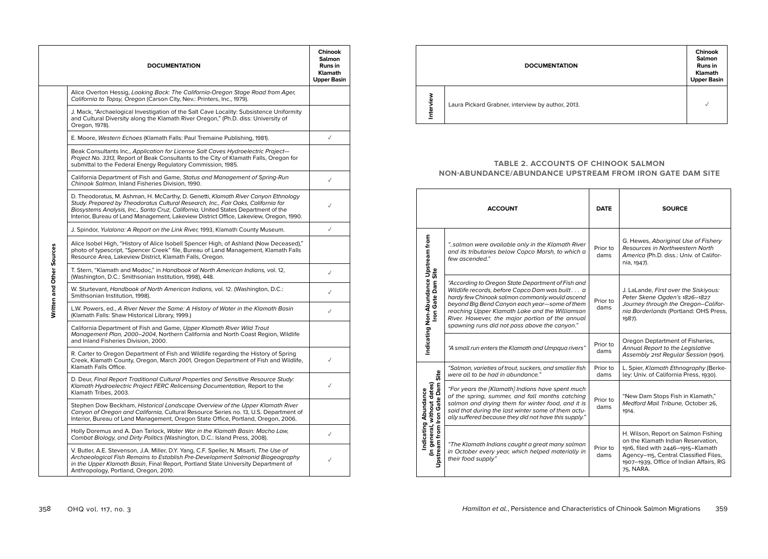| | DOCUMENTATION | Chinook Salmon Runs in Klamath Upper Basin |
|---|---|---|
| Written and Other Sources | Alice Overton Hessig, *Looking Back: The California-Oregon Stage Road from Ager, California to Topsy, Oregon* (Carson City, Nev.: Printers, Inc., 1979). | |
| | J. Mack, "Archaeological Investigation of the Salt Cave Locality: Subsistence Uniformity and Cultural Diversity along the Klamath River Oregon," (Ph.D. diss: University of Oregon, 1978). | |
| | E. Moore, *Western Echoes* (Klamath Falls: Paul Tremaine Publishing, 1981). | ✓ |
| | Beak Consultants Inc., *Application for License Salt Caves Hydroelectric Project—Project No. 3313*, Report of Beak Consultants to the City of Klamath Falls, Oregon for submittal to the Federal Energy Regulatory Commission, 1985. | |
| | California Department of Fish and Game, *Status and Management of Spring-Run Chinook Salmon*, Inland Fisheries Division, 1990. | ✓ |
| | D. Theodoratus, M. Ashman, H. McCarthy, D. Genetti, *Klamath River Canyon Ethnology Study. Prepared by Theodoratus Cultural Research, Inc., Fair Oaks, California for Biosystems Analysis, Inc., Santa Cruz, California*, United States Department of the Interior, Bureau of Land Management, Lakeview District Office, Lakeview, Oregon, 1990. | ✓ |
| | J. Spindor, *Yulalona: A Report on the Link River,* 1993, Klamath County Museum. | ✓ |
| | Alice Isobel High, "History of Alice Isobell Spencer High, of Ashland (Now Deceased)," photo of typescript, "Spencer Creek" file, Bureau of Land Management, Klamath Falls Resource Area, Lakeview District, Klamath Falls, Oregon. | |
| | T. Stern, "Klamath and Modoc," in *Handbook of North American Indians,* vol. 12, (Washington, D.C.: Smithsonian Institution, 1998), 448. | ✓ |
| | W. Sturtevant, *Handbook of North American Indians,* vol. 12. (Washington, D.C.: Smithsonian Institution, 1998). | ✓ |
| | L.W. Powers, ed., *A River Never the Same: A History of Water in the Klamath Basin* (Klamath Falls: Shaw Historical Library, 1999.) | ✓ |
| | California Department of Fish and Game, *Upper Klamath River Wild Trout Management Plan, 2000–2004*, Northern California and North Coast Region, Wildlife and Inland Fisheries Division, 2000. | |
| | R. Carter to Oregon Department of Fish and Wildlife regarding the History of Spring Creek, Klamath County, Oregon, March 2001, Oregon Department of Fish and Wildlife, Klamath Falls Office. | ✓ |
| | D. Deur, *Final Report Traditional Cultural Properties and Sensitive Resource Study: Klamath Hydroelectric Project FERC Relicensing Documentation,* Report to the Klamath Tribes, 2003. | ✓ |
| | Stephen Dow Beckham, *Historical Landscape Overview of the Upper Klamath River Canyon of Oregon and California,* Cultural Resource Series no. 13, U.S. Department of Interior, Bureau of Land Management, Oregon State Office, Portland, Oregon, 2006. | |
| | Holly Doremus and A. Dan Tarlock, *Water War in the Klamath Basin: Macho Law, Combat Biology, and Dirty Politics* (Washington, D.C.: Island Press, 2008). | ✓ |
| | V. Butler, A.E. Stevenson, J.A. Miller, D.Y. Yang, C.F. Speller, N. Misarti, *The Use of Archaeological Fish Remains to Establish Pre-Development Salmonid Biogeography in the Upper Klamath Basin*, Final Report, Portland State University Department of Anthropology, Portland, Oregon, 2010. | ✓ |
| Interview | Laura Pickard Grabner, interview by author, 2013. | ✓ |

## TABLE 2. ACCOUNTS OF CHINOOK SALMON NON-ABUNDANCE/ABUNDANCE UPSTREAM FROM IRON GATE DAM SITE

| | ACCOUNT | DATE | SOURCE |
|---|---|---|---|
| Indicating Non-Abundance Upstream from Iron Gate Dam Site | *"..salmon were available only in the Klamath River and its tributaries below Copco Marsh, to which a few ascended."* | Prior to dams | G. Hewes, *Aboriginal Use of Fishery Resources in Northwestern North America* (Ph.D. diss.: Univ. of California, 1947). |
| | *"According to Oregon State Department of Fish and Wildlife records, before Copco Dam was built . . . a hardy few Chinook salmon commonly would ascend beyond Big Bend Canyon each year—some of them reaching Upper Klamath Lake and the Williamson River. However, the major portion of the annual spawning runs did not pass above the canyon."* | Prior to dams | J. LaLande, *First over the Siskiyous: Peter Skene Ogden's 1826–1827 Journey through the Oregon–California Borderlands* (Portland: OHS Press, 1987). |
| | *"A small run enters the Klamath and Umpqua rivers"* | Prior to dams | Oregon Deptartment of Fisheries, *Annual Report to the Legislative Assembly 21st Regular Session* (1901). |
| Indicating Abundance (in general, without dates) Upstream from Iron Gate Dam Site | *"Salmon, varieties of trout, suckers, and smaller fish were all to be had in abundance."* | Prior to dams | L. Spier, *Klamath Ethnography* (Berkeley: Univ. of California Press, 1930). |
| | *"For years the [Klamath] Indians have spent much of the spring, summer, and fall months catching salmon and drying them for winter food, and it is said that during the last winter some of them actually suffered because they did not have this supply."* | Prior to dams | "New Dam Stops Fish in Klamath," *Medford Mail Tribune,* October 26, 1914. |
| | *"The Klamath Indians caught a great many salmon in October every year, which helped materially in their food supply"* | Prior to dams | H. Wilson, Report on Salmon Fishing on the Klamath Indian Reservation, 1916, filed with 2446–1915–Klamath Agency–115, Central Classified Files, 1907–1939, Office of Indian Affairs, RG 75, NARA. |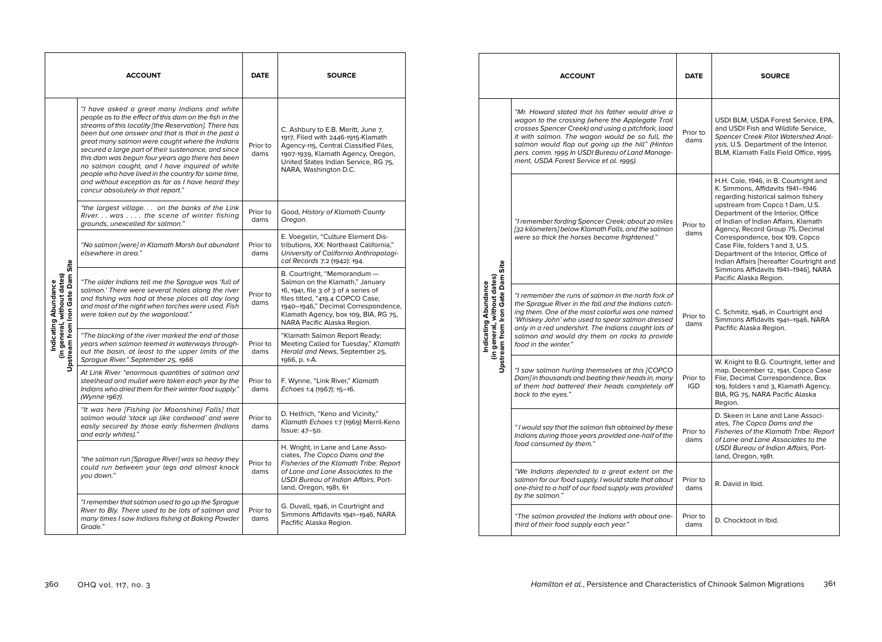| | ACCOUNT | DATE | SOURCE |
|---|---|---|---|
| Indicating Abundance (in general, without dates) Upstream from Iron Gate Dam Site | *"I have asked a great many Indians and white people as to the effect of this dam on the fish in the streams of this locality [the Reservation]. There has been but one answer and that is that in the past a great many salmon were caught where the Indians secured a large part of their sustenance, and since this dam was begun four years ago there has been no salmon caught, and I have inquired of white people who have lived in the country for some time, and without exception as far as I have heard they concur absolutely in that report."* | Prior to dams | C. Ashbury to E.B. Meritt, June 7, 1917, Filed with 2446-1915-Klamath Agency-115, Central Classified Files, 1907-1939, Klamath Agency, Oregon, United States Indian Service, RG 75, NARA, Washington D.C. |
| | *"the largest village. . . on the banks of the Link River. . . was . . . . the scene of winter fishing grounds, unexcelled for salmon."* | Prior to dams | Good, *History of Klamath County Oregon*. |
| | *"No salmon [were] in Klamath Marsh but abundant elsewhere in area."* | Prior to dams | E. Voegelin, "Culture Element Distributions, XX: Northeast California," *University of California Anthropological Records* 7:2 (1942): 194. |
| | *"The older Indians tell me the Sprague was 'full of salmon.' There were several holes along the river and fishing was had at these places all day long and most of the night when torches were used. Fish were taken out by the wagonload."* | Prior to dams | B. Courtright, "Memorandum — Salmon on the Klamath," January 16, 1941, file 3 of 3 of a series of files titled, "419.4 COPCO Case, 1940–1946," Decimal Correspondence, Klamath Agency, box 109, BIA, RG 75, NARA Pacific Alaska Region. |
| | *"The blocking of the river marked the end of those years when salmon teemed in waterways throughout the basin, at least to the upper limits of the Sprague River." September 25, 1966* | Prior to dams | "Klamath Salmon Report Ready; Meeting Called for Tuesday," *Klamath Herald and News*, September 25, 1966, p. 1-A. |
| | At Link River "enormous quantities of salmon and steelhead and mullet were taken each year by the Indians who dried them for their winter food supply." (Wynne 1967). | Prior to dams | F. Wynne, "Link River," *Klamath Echoes* 1:4 (1967): 15–16. |
| | *"It was here [Fishing (or Moonshine) Falls] that salmon would 'stack up like cordwood' and were easily secured by those early fishermen (Indians and early whites)."* | Prior to dams | D. Helfrich, "Keno and Vicinity," *Klamath Echoes* 1:7 (1969) Merril-Keno Issue: 47–50. |
| | *"the salmon run [Sprague River] was so heavy they could run between your legs and almost knock you down."* | Prior to dams | H. Wright, in Lane and Lane Associates, *The Copco Dams and the Fisheries of the Klamath Tribe: Report of Lane and Lane Associates to the USDI Bureau of Indian Affairs*, Portland, Oregon, 1981, 61 |
| | *"I remember that salmon used to go up the Sprague River to Bly. There used to be lots of salmon and many times I saw Indians fishing at Baking Powder Grade."* | Prior to dams | G. Duvall, 1946, in Courtright and Simmons Affidavits 1941–1946, NARA Pacfific Alaska Region. |
| | *"Mr. Howard stated that his father would drive a wagon to the crossing (where the Applegate Trail crosses Spencer Creek) and using a pitchfork, load it with salmon. The wagon would be so full, the salmon would flop out going up the hill" (Hinton pers. comm. 1995 In USDI Bureau of Land Management, USDA Forest Service et al. 1995).* | Prior to dams | USDI BLM, USDA Forest Service, EPA, and USDI Fish and Wildlife Service, *Spencer Creek Pilot Watershed Analysis*, U.S. Department of the Interior, BLM, Klamath Falls Field Office, 1995. |
| | *"I remember fording Spencer Creek; about 20 miles [32 kilometers] below Klamath Falls, and the salmon were so thick the horses became frightened."* | Prior to dams | H.H. Cole, 1946, in B. Courtright and K. Simmons, Affidavits 1941–1946 regarding historical salmon fishery upstream from Copco 1 Dam, U.S. Department of the Interior, Office of Indian of Indian Affairs, Klamath Agency, Record Group 75, Decimal Correspondence, box 109, Copco Case File, folders 1 and 3, U.S. Department of the Interior, Office of Indian Affairs [hereafter Courtright and Simmons Affidavits 1941–1946], NARA Pacific Alaska Region. |
| | *"I remember the runs of salmon in the north fork of the Sprague River in the fall and the Indians catching them. One of the most colorful was one named 'Whiskey John' who used to spear salmon dressed only in a red undershirt. The Indians caught lots of salmon and would dry them on racks to provide food in the winter."* | Prior to dams | C. Schmitz, 1946, in Courtright and Simmons Affidavits 1941–1946, NARA Pacfific Alaska Region. |
| | *"I saw salmon hurling themselves at this [COPCO Dam] in thousands and beating their heads in, many of them had battered their heads completely off back to the eyes."* | Prior to IGD | W. Knight to B.G. Courtright, letter and map, December 12, 1941, Copco Case File, Decimal Correspondence, Box 109, folders 1 and 3, Klamath Agency, BIA, RG 75, NARA Pacific Alaska Region. |
| | *" I would say that the salmon fish obtained by these Indians during those years provided one-half of the food consumed by them."* | Prior to dams | D. Skeen in Lane and Lane Associates, *The Copco Dams and the Fisheries of the Klamath Tribe: Report of Lane and Lane Associates to the USDI Bureau of Indian Affairs*, Portland, Oregon, 1981. |
| | *"We Indians depended to a great extent on the salmon for our food supply. I would state that about one-third to a half of our food supply was provided by the salmon."* | Prior to dams | R. David in Ibid. |
| | *"The salmon provided the Indians with about one-third of their food supply each year."* | Prior to dams | D. Chocktoot in Ibid. |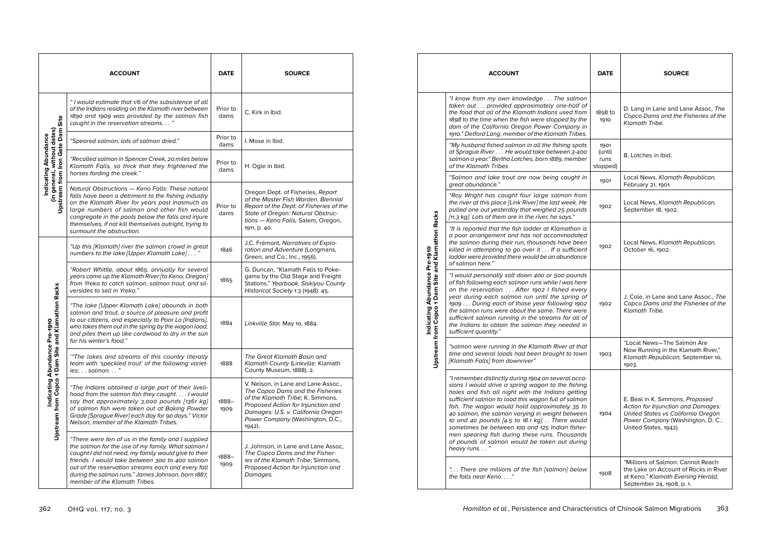| | ACCOUNT | DATE | SOURCE |
|---|---|---|---|
| Indicating Abundance (in general, without dates) Upstream from Iron Gate Dam Site | *" I would estimate that 1/6 of the subsistence of all of the Indians residing on the Klamath river between 1890 and 1909 was provided by the salmon fish caught in the reservation streams. . . "* | Prior to dams | C. Kirk in Ibid. |
| | *"Speared salmon, lots of salmon dried."* | Prior to dams | I. Mose in Ibid. |
| | *"Recalled salmon in Spencer Creek, 20 miles below Klamath Falls, so thick that they frightened the horses fording the creek."* | Prior to dams | H. Ogle in Ibid. |
| | *Natural Obstructions — Keno Falls: These natural falls have been a detriment to the fishing industry on the Klamath River for years past inasmuch as large numbers of salmon and other fish would congregate in the pools below the falls and injure themselves, if not kill themselves outright, trying to surmount the obstruction.* | Prior to dams | Oregon Dept. of Fisheries, *Report of the Master Fish Warden. Biennial Report of the Dept. of Fisheries of the State of Oregon: Natural Obstructions — Keno Falls*, Salem, Oregon, 1911, p. 40. |
| Indicating Abundance Pre-1910 Upstream from Copco 1 Dam Site and Klamathon Racks | *"Up this [Klamath] river the salmon crowd in great numbers to the lake [Upper Klamath Lake] . . . "* | 1846 | J.C. Frémont, *Narratives of Exploration and Adventure* (Longmans, Green, and Co., Inc., 1956). |
| | *"Robert Whittle, about 1865, annually for several years came up the Klamath River [to Keno, Oregon] from Yreka to catch salmon, salmon trout, and silversides to sell in Yreka."* | 1865 | G. Duncan, "Klamath Falls to Pokegama by the Old Stage and Freight Stations," *Yearbook, Siskiyou County Historical Society* 1:3 (1948): 45. |
| | *"The lake [Upper Klamath Lake] abounds in both salmon and trout, a source of pleasure and profit to our citizens, and especially to Poor Lo [Indians], who takes them out in the spring by the wagon load, and piles them up like cordwood to dry in the sun for his winter's food."* | 1884 | *Linkville Star,* May 10, 1884. |
| | *"'The lakes and streams of this country literally team with 'speckled trout' of the following varieties:. . . salmon. . . "* | 1888 | *The Great Klamath Basin and Klamath County* (Linkville: Klamath County Museum, 1888), 2. |
| | *"The Indians obtained a large part of their livelihood from the salmon fish they caught. . . . I would say that approximately 3,000 pounds [1361 kg] of salmon fish were taken out at Baking Powder Grade [Sprague River] each day for 90 days." Victor Nelson, member of the Klamath Tribes.* | 1888–1909 | V. Nelson, in Lane and Lane Assoc., *The Copco Dams and the Fisheries of the Klamath Tribe*; K. Simmons, *Proposed Action for Injunction and Damages: U.S. v. California Oregon Power Company* (Washington, D.C., 1942). |
| | *"There were ten of us in the family and I supplied the salmon for the use of my family. What salmon I caught I did not need, my family would give to their friends. I would take between 300 to 400 salmon out of the reservation streams each and every fall during the salmon runs." James Johnson, born 1887, member of the Klamath Tribes.* | 1888–1909 | J. Johnson, in Lane and Lane Assoc, *The Copco Dams and the Fisheries of the Klamath Tribe*; Simmons, *Proposed Action for Injunction and Damages.* |

| | ACCOUNT | DATE | SOURCE |
|---|---|---|---|
| Indicating Abundance Pre-1910 Upstream from Copco 1 Dam Site and Klamathon Racks | *"I know from my own knowledge . . . The salmon taken out . . . provided approximately one-half of the food that all of the Klamath Indians used from 1898 to the time when the fish were stopped by the dam of the California Oregon Power Company in 1910." Delford Lang, member of the Klamath Tribes.* | 1898 to 1910 | D. Lang in Lane and Lane Assoc, *The Copco Dams and the Fisheries of the Klamath Tribe.* |
| | *"My husband fished salmon in all the fishing spots at Sprague River . . . He would take between 3-400 salmon a year." Bertha Lotches, born 1889, member of the Klamath Tribes* | 1901 (until runs stopped) | B. Lotches in Ibid. |
| | *"Salmon and lake trout are now being caught in great abundance."* | 1901 | Local News, *Klamath Republican*, February 21, 1901. |
| | *"Roy Wright has caught four large salmon from the river at this place [Link River] the last week. He pulled one out yesterday that weighed 25 pounds [11.3 kg]. Lots of them are in the river, he says."* | 1902 | Local News, *Klamath Republican*, September 18, 1902. |
| | *"It is reported that the fish ladder at Klamathon is a poor arrangement and has not accommodated the salmon during their run, thousands have been killed in attempting to go over it . . . If a sufficient fish ladder were provided there would be an abundance of salmon here."* | 1902 | Local News, *Klamath Republican*, October 16, 1902. |
| | *"I would personally salt down 400 or 500 pounds of fish following each salmon runs while I was here on the reservation. . . . After 1902 I fished every year during each salmon run until the spring of 1909 . . . During each of those year following 1902 the salmon runs were about the same. There were sufficient salmon running in the streams for all of the Indians to obtain the salmon they needed in sufficient quantity."* | 1902 | J. Cole, in Lane and Lane Assoc., *The Copco Dams and the Fisheries of the Klamath Tribe.* |
| | *"salmon were running in the Klamath River at that time and several loads had been brought to town [Klamath Falls] from downriver"* | 1903 | "Local News—The Salmon Are Now Running in the Klamath River," *Klamath Republican*, September 10, 1903. |
| | *"I remember distinctly during 1904 on several occasions I would drive a spring wagon to the fishing holes and fish all night with the Indians getting sufficient salmon to load this wagon full of salmon fish. The wagon would hold approximately 35 to 40 salmon, the salmon varying in weight between 10 and 40 pounds [4.5 to 18.1 kg]. . . There would sometimes be between 100 and 125 Indian fishermen spearing fish during these runs. Thousands of pounds of salmon would be taken out during heavy runs. . . "* | 1904 | E. Beal in K. Simmons, *Proposed Action for Injunction and Damages: United States vs California Oregon Power Company* (Washington, D. C.: United States, 1942). |
| | *". . . There are millions of the fish [salmon] below the falls near Keno. . . ."* | 1908 | "Millions of Salmon: Cannot Reach the Lake on Account of Rocks in River at Keno," *Klamath Evening Herald*, September 24, 1908, p. 1. |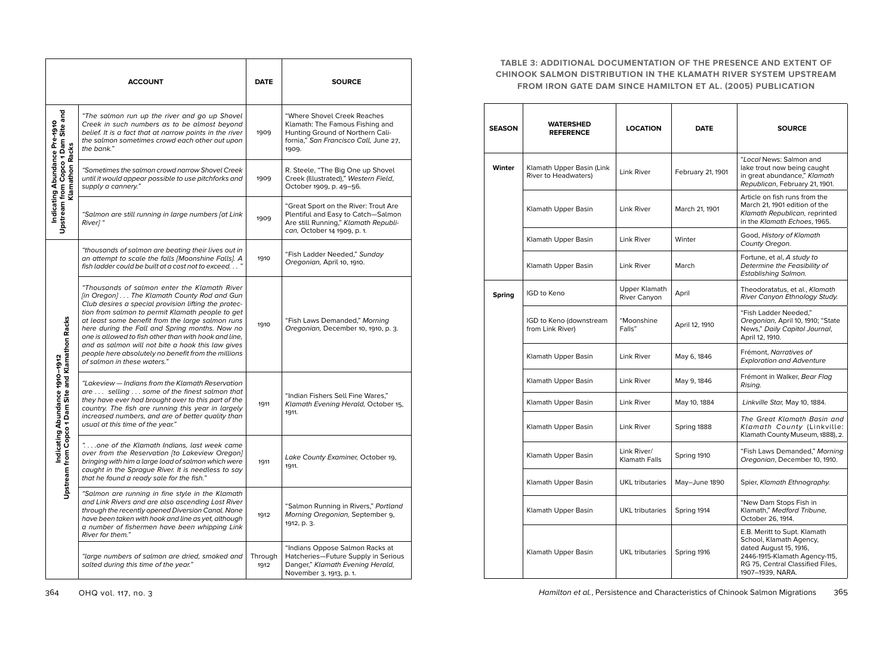| | ACCOUNT | DATE | SOURCE |
|---|---|---|---|
| Indicating Abundance Pre-1910 Upstream from Copco 1 Dam Site and Klamathon Racks | *"The salmon run up the river and go up Shovel Creek in such numbers as to be almost beyond belief. It is a fact that at narrow points in the river the salmon sometimes crowd each other out upon the bank."* | 1909 | "Where Shovel Creek Reaches Klamath: The Famous Fishing and Hunting Ground of Northern California," *San Francisco Call,* June 27, 1909. |
| | *"Sometimes the salmon crowd narrow Shovel Creek until it would appear possible to use pitchforks and supply a cannery."* | 1909 | R. Steele, "The Big One up Shovel Creek (Illustrated)," *Western Field*, October 1909, p. 49–56. |
| | *"Salmon are still running in large numbers [at Link River]"* | 1909 | "Great Sport on the River: Trout Are Plentiful and Easy to Catch—Salmon Are still Running," *Klamath Republican,* October 14 1909, p. 1. |
| Indicating Abundance 1910–1912 Upstream from Copco 1 Dam Site and Klamathon Racks | *"thousands of salmon are beating their lives out in an attempt to scale the falls [Moonshine Falls]. A fish ladder could be built at a cost not to exceed. . ."* | 1910 | "Fish Ladder Needed," *Sunday Oregonian,* April 10, 1910. |
| | *"Thousands of salmon enter the Klamath River [in Oregon] . . . The Klamath County Rod and Gun Club desires a special provision lifting the protection from salmon to permit Klamath people to get at least some benefit from the large salmon runs here during the Fall and Spring months. Now no one is allowed to fish other than with hook and line, and as salmon will not bite a hook this law gives people here absolutely no benefit from the millions of salmon in these waters."* | 1910 | "Fish Laws Demanded," *Morning Oregonian,* December 10, 1910, p. 3. |
| | *"Lakeview — Indians from the Klamath Reservation are . . . selling . . . some of the finest salmon that they have ever had brought over to this part of the country. The fish are running this year in largely increased numbers, and are of better quality than usual at this time of the year."* | 1911 | "Indian Fishers Sell Fine Wares," *Klamath Evening Herald,* October 15, 1911. |
| | *". . . .one of the Klamath Indians, last week came over from the Reservation [to Lakeview Oregon] bringing with him a large load of salmon which were caught in the Sprague River. It is needless to say that he found a ready sale for the fish."* | 1911 | *Lake County Examiner,* October 19, 1911. |
| | *"Salmon are running in fine style in the Klamath and Link Rivers and are also ascending Lost River through the recently opened Diversion Canal. None have been taken with hook and line as yet, although a number of fishermen have been whipping Link River for them."* | 1912 | "Salmon Running in Rivers," *Portland Morning Oregonian,* September 9, 1912, p. 3. |
| | *"large numbers of salmon are dried, smoked and salted during this time of the year."* | Through 1912 | "Indians Oppose Salmon Racks at Hatcheries—Future Supply in Serious Danger," *Klamath Evening Herald,* November 3, 1913, p. 1. |

**TABLE 3: ADDITIONAL DOCUMENTATION OF THE PRESENCE AND EXTENT OF CHINOOK SALMON DISTRIBUTION IN THE KLAMATH RIVER SYSTEM UPSTREAM FROM IRON GATE DAM SINCE HAMILTON ET AL. (2005) PUBLICATION**

| SEASON | WATERSHED REFERENCE | LOCATION | DATE | SOURCE |
|---|---|---|---|---|
| Winter | Klamath Upper Basin (Link River to Headwaters) | Link River | February 21, 1901 | "*Local* News: Salmon and lake trout now being caught in great abundance," *Klamath Republican*, February 21, 1901. |
| | Klamath Upper Basin | Link River | March 21, 1901 | Article on fish runs from the March 21, 1901 edition of the *Klamath Republican,* reprinted in the *Klamath Echoes*, 1965. |
| | Klamath Upper Basin | Link River | Winter | Good, *History of Klamath County Oregon.* |
| | Klamath Upper Basin | Link River | March | Fortune, et al, *A study to Determine the Feasibility of Establishing Salmon.* |
| Spring | IGD to Keno | Upper Klamath River Canyon | April | Theodoratatus, et al., *Klamath River Canyon Ethnology Study.* |
| | IGD to Keno (downstream from Link River) | "Moonshine Falls" | April 12, 1910 | "Fish Ladder Needed," *Oregonian,* April 10, 1910; "State News," *Daily Capitol Journal*, April 12, 1910. |
| | Klamath Upper Basin | Link River | May 6, 1846 | Frémont, *Narratives of Exploration and Adventure* |
| | Klamath Upper Basin | Link River | May 9, 1846 | Frémont in Walker, *Bear Flag Rising.* |
| | Klamath Upper Basin | Link River | May 10, 1884 | *Linkville Star,* May 10, 1884. |
| | Klamath Upper Basin | Link River | Spring 1888 | *The Great Klamath Basin and Klamath County* (Linkville: Klamath County Museum, 1888), 2. |
| | Klamath Upper Basin | Link River/ Klamath Falls | Spring 1910 | "Fish Laws Demanded," *Morning Oregonian*, December 10, 1910. |
| | Klamath Upper Basin | UKL tributaries | May–June 1890 | Spier, *Klamath Ethnography.* |
| | Klamath Upper Basin | UKL tributaries | Spring 1914 | "New Dam Stops Fish in Klamath," *Medford Tribune,* October 26, 1914. |
| | Klamath Upper Basin | UKL tributaries | Spring 1916 | E.B. Meritt to Supt. Klamath School, Klamath Agency, dated August 15, 1916, 2446-1915-Klamath Agency-115, RG 75, Central Classified Files, 1907–1939, NARA. |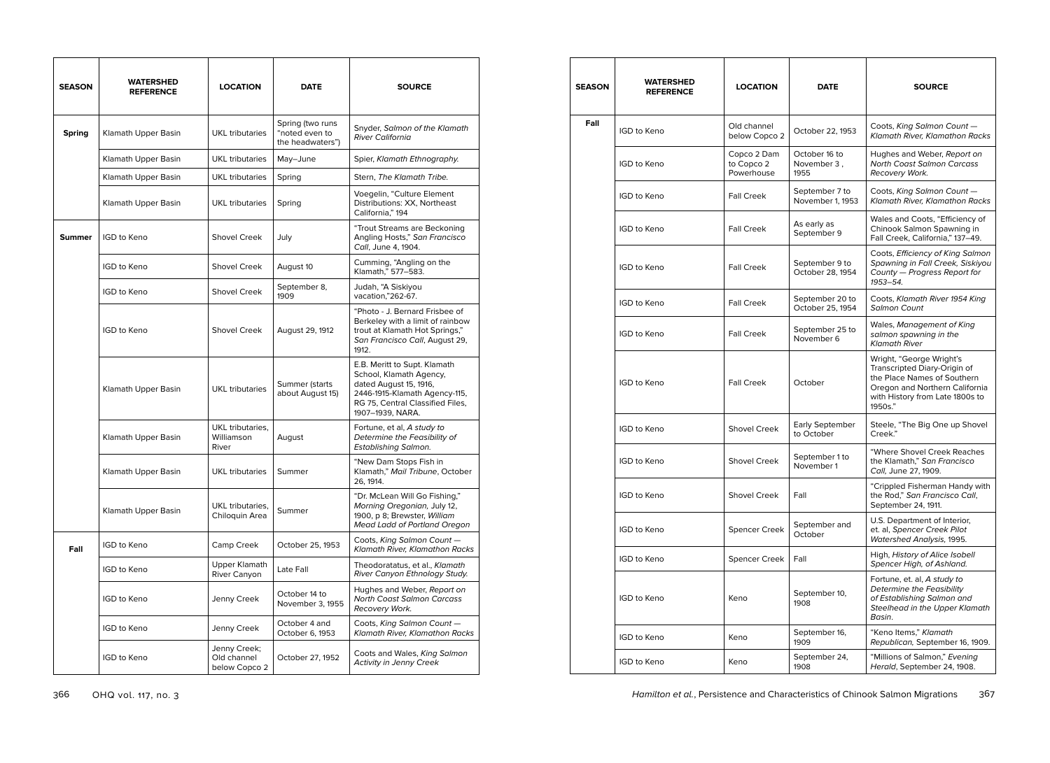| SEASON | WATERSHED REFERENCE | LOCATION | DATE | SOURCE |
|---|---|---|---|---|
| **Spring** | Klamath Upper Basin | UKL tributaries | Spring (two runs "noted even to the headwaters") | Snyder, *Salmon of the Klamath River California* |
| | Klamath Upper Basin | UKL tributaries | May–June | Spier, *Klamath Ethnography.* |
| | Klamath Upper Basin | UKL tributaries | Spring | Stern, *The Klamath Tribe.* |
| | Klamath Upper Basin | UKL tributaries | Spring | Voegelin, "Culture Element Distributions: XX, Northeast California," 194 |
| **Summer** | IGD to Keno | Shovel Creek | July | "Trout Streams are Beckoning Angling Hosts," *San Francisco Call*, June 4, 1904. |
| | IGD to Keno | Shovel Creek | August 10 | Cumming, "Angling on the Klamath," 577–583. |
| | IGD to Keno | Shovel Creek | September 8, 1909 | Judah, "A Siskiyou vacation,"262-67. |
| | IGD to Keno | Shovel Creek | August 29, 1912 | "Photo - J. Bernard Frisbee of Berkeley with a limit of rainbow trout at Klamath Hot Springs," *San Francisco Call*, August 29, 1912. |
| | Klamath Upper Basin | UKL tributaries | Summer (starts about August 15) | E.B. Meritt to Supt. Klamath School, Klamath Agency, dated August 15, 1916, 2446-1915-Klamath Agency-115, RG 75, Central Classified Files, 1907–1939, NARA. |
| | Klamath Upper Basin | UKL tributaries, Williamson River | August | Fortune, et al, *A study to Determine the Feasibility of Establishing Salmon.* |
| | Klamath Upper Basin | UKL tributaries | Summer | "New Dam Stops Fish in Klamath," *Mail Tribune*, October 26, 1914. |
| | Klamath Upper Basin | UKL tributaries, Chiloquin Area | Summer | "Dr. McLean Will Go Fishing," *Morning Oregonian*, July 12, 1900, p 8; Brewster, *William Mead Ladd of Portland Oregon* |
| **Fall** | IGD to Keno | Camp Creek | October 25, 1953 | Coots, *King Salmon Count — Klamath River, Klamathon Racks* |
| | IGD to Keno | Upper Klamath River Canyon | Late Fall | Theodoratatus, et al., *Klamath River Canyon Ethnology Study.* |
| | IGD to Keno | Jenny Creek | October 14 to November 3, 1955 | Hughes and Weber, *Report on North Coast Salmon Carcass Recovery Work.* |
| | IGD to Keno | Jenny Creek | October 4 and October 6, 1953 | Coots, *King Salmon Count — Klamath River, Klamathon Racks* |
| | IGD to Keno | Jenny Creek; Old channel below Copco 2 | October 27, 1952 | Coots and Wales, *King Salmon Activity in Jenny Creek* |
| **Fall** | IGD to Keno | Old channel below Copco 2 | October 22, 1953 | Coots, *King Salmon Count — Klamath River, Klamathon Racks* |
| | IGD to Keno | Copco 2 Dam to Copco 2 Powerhouse | October 16 to November 3 , 1955 | Hughes and Weber, *Report on North Coast Salmon Carcass Recovery Work.* |
| | IGD to Keno | Fall Creek | September 7 to November 1, 1953 | Coots, *King Salmon Count — Klamath River, Klamathon Racks* |
| | IGD to Keno | Fall Creek | As early as September 9 | Wales and Coots, "Efficiency of Chinook Salmon Spawning in Fall Creek, California," 137–49. |
| | IGD to Keno | Fall Creek | September 9 to October 28, 1954 | Coots, *Efficiency of King Salmon Spawning in Fall Creek, Siskiyou County — Progress Report for 1953–54.* |
| | IGD to Keno | Fall Creek | September 20 to October 25, 1954 | Coots, *Klamath River 1954 King Salmon Count* |
| | IGD to Keno | Fall Creek | September 25 to November 6 | Wales, *Management of King salmon spawning in the Klamath River* |
| | IGD to Keno | Fall Creek | October | Wright, "George Wright's Transcripted Diary-Origin of the Place Names of Southern Oregon and Northern California with History from Late 1800s to 1950s." |
| | IGD to Keno | Shovel Creek | Early September to October | Steele, "The Big One up Shovel Creek." |
| | IGD to Keno | Shovel Creek | September 1 to November 1 | "Where Shovel Creek Reaches the Klamath," *San Francisco Call*, June 27, 1909. |
| | IGD to Keno | Shovel Creek | Fall | "Crippled Fisherman Handy with the Rod," *San Francisco Call*, September 24, 1911. |
| | IGD to Keno | Spencer Creek | September and October | U.S. Department of Interior, et. al, *Spencer Creek Pilot Watershed Analysis*, 1995. |
| | IGD to Keno | Spencer Creek | Fall | High, *History of Alice Isobell Spencer High, of Ashland.* |
| | IGD to Keno | Keno | September 10, 1908 | Fortune, et. al, *A study to Determine the Feasibility of Establishing Salmon and Steelhead in the Upper Klamath Basin.* |
| | IGD to Keno | Keno | September 16, 1909 | "Keno Items," *Klamath Republican*, September 16, 1909. |
| | IGD to Keno | Keno | September 24, 1908 | "Millions of Salmon," *Evening Herald*, September 24, 1908. |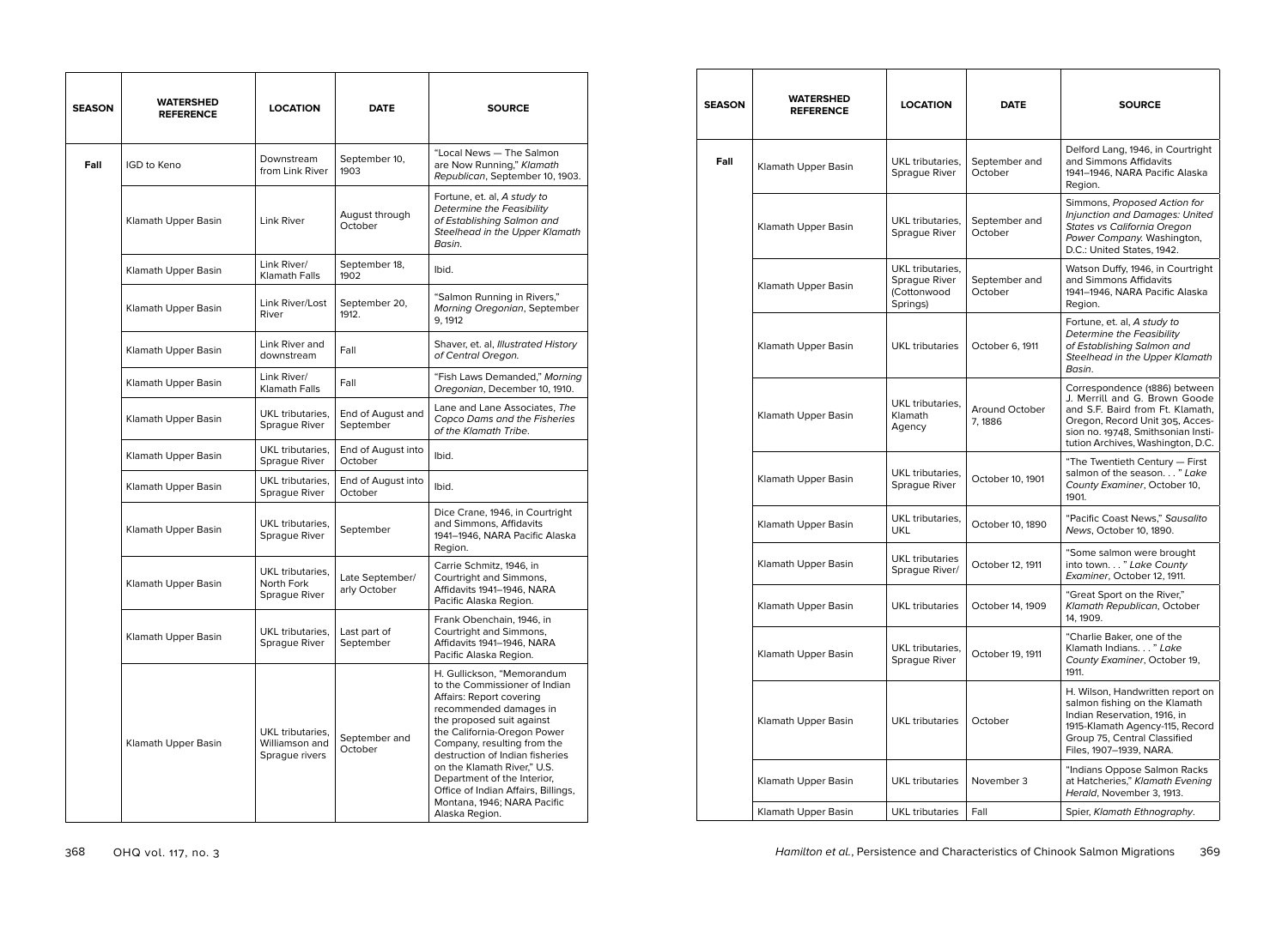| SEASON | WATERSHED REFERENCE | LOCATION | DATE | SOURCE |
|---|---|---|---|---|
| **Fall** | IGD to Keno | Downstream from Link River | September 10, 1903 | "Local News — The Salmon are Now Running," *Klamath Republican*, September 10, 1903. |
| | Klamath Upper Basin | Link River | August through October | Fortune, et. al, *A study to Determine the Feasibility of Establishing Salmon and Steelhead in the Upper Klamath Basin*. |
| | Klamath Upper Basin | Link River/ Klamath Falls | September 18, 1902 | Ibid. |
| | Klamath Upper Basin | Link River/Lost River | September 20, 1912. | "Salmon Running in Rivers," *Morning Oregonian*, September 9, 1912 |
| | Klamath Upper Basin | Link River and downstream | Fall | Shaver, et. al, *Illustrated History of Central Oregon.* |
| | Klamath Upper Basin | Link River/ Klamath Falls | Fall | "Fish Laws Demanded," *Morning Oregonian*, December 10, 1910. |
| | Klamath Upper Basin | UKL tributaries, Sprague River | End of August and September | Lane and Lane Associates, *The Copco Dams and the Fisheries of the Klamath Tribe.* |
| | Klamath Upper Basin | UKL tributaries, Sprague River | End of August into October | Ibid. |
| | Klamath Upper Basin | UKL tributaries, Sprague River | End of August into October | Ibid. |
| | Klamath Upper Basin | UKL tributaries, Sprague River | September | Dice Crane, 1946, in Courtright and Simmons, Affidavits 1941–1946, NARA Pacific Alaska Region. |
| | Klamath Upper Basin | UKL tributaries, North Fork Sprague River | Late September/ arly October | Carrie Schmitz, 1946, in Courtright and Simmons, Affidavits 1941–1946, NARA Pacific Alaska Region. |
| | Klamath Upper Basin | UKL tributaries, Sprague River | Last part of September | Frank Obenchain, 1946, in Courtright and Simmons, Affidavits 1941–1946, NARA Pacific Alaska Region. |
| | Klamath Upper Basin | UKL tributaries, Williamson and Sprague rivers | September and October | H. Gullickson, "Memorandum to the Commissioner of Indian Affairs: Report covering recommended damages in the proposed suit against the California-Oregon Power Company, resulting from the destruction of Indian fisheries on the Klamath River," U.S. Department of the Interior, Office of Indian Affairs, Billings, Montana, 1946; NARA Pacific Alaska Region. |
| **Fall** | Klamath Upper Basin | UKL tributaries, Sprague River | September and October | Delford Lang, 1946, in Courtright and Simmons Affidavits 1941–1946, NARA Pacific Alaska Region. |
| | Klamath Upper Basin | UKL tributaries, Sprague River | September and October | Simmons, *Proposed Action for Injunction and Damages: United States vs California Oregon Power Company.* Washington, D.C.: United States, 1942. |
| | Klamath Upper Basin | UKL tributaries, Sprague River (Cottonwood Springs) | September and October | Watson Duffy, 1946, in Courtright and Simmons Affidavits 1941–1946, NARA Pacific Alaska Region. |
| | Klamath Upper Basin | UKL tributaries | October 6, 1911 | Fortune, et. al, *A study to Determine the Feasibility of Establishing Salmon and Steelhead in the Upper Klamath Basin*. |
| | Klamath Upper Basin | UKL tributaries, Klamath Agency | Around October 7, 1886 | Correspondence (1886) between J. Merrill and G. Brown Goode and S.F. Baird from Ft. Klamath, Oregon, Record Unit 305, Accession no. 19748, Smithsonian Institution Archives, Washington, D.C. |
| | Klamath Upper Basin | UKL tributaries, Sprague River | October 10, 1901 | "The Twentieth Century — First salmon of the season. . . " *Lake County Examiner*, October 10, 1901. |
| | Klamath Upper Basin | UKL tributaries, UKL | October 10, 1890 | "Pacific Coast News," *Sausalito News*, October 10, 1890. |
| | Klamath Upper Basin | UKL tributaries Sprague River/ | October 12, 1911 | "Some salmon were brought into town. . . " *Lake County Examiner*, October 12, 1911. |
| | Klamath Upper Basin | UKL tributaries | October 14, 1909 | "Great Sport on the River," *Klamath Republican*, October 14, 1909. |
| | Klamath Upper Basin | UKL tributaries, Sprague River | October 19, 1911 | "Charlie Baker, one of the Klamath Indians. . . " *Lake County Examiner*, October 19, 1911. |
| | Klamath Upper Basin | UKL tributaries | October | H. Wilson, Handwritten report on salmon fishing on the Klamath Indian Reservation, 1916, in 1915-Klamath Agency-115, Record Group 75, Central Classified Files, 1907–1939, NARA. |
| | Klamath Upper Basin | UKL tributaries | November 3 | "Indians Oppose Salmon Racks at Hatcheries," *Klamath Evening Herald*, November 3, 1913. |
| | Klamath Upper Basin | UKL tributaries | Fall | Spier, *Klamath Ethnography*. |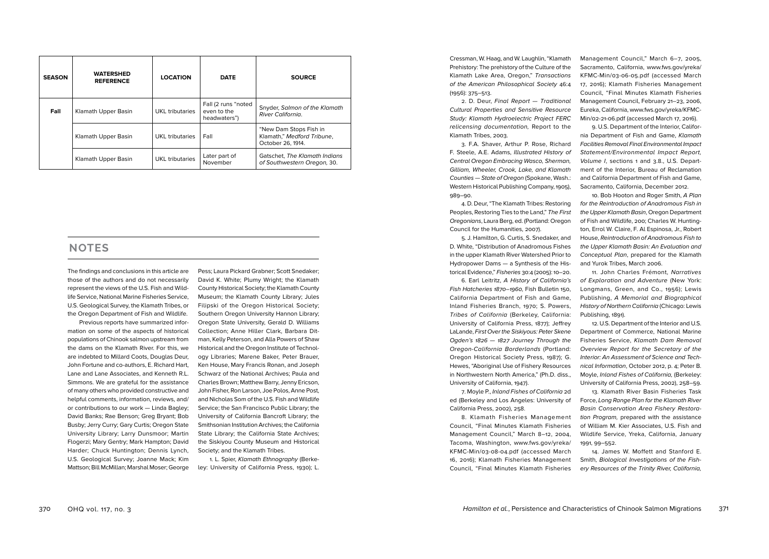| SEASON | WATERSHED REFERENCE | LOCATION | DATE | SOURCE |
|---|---|---|---|---|
| **Fall** | Klamath Upper Basin | UKL tributaries | Fall (2 runs "noted even to the headwaters") | Snyder, *Salmon of the Klamath River California*. |
| | Klamath Upper Basin | UKL tributaries | Fall | "New Dam Stops Fish in Klamath," *Medford Tribune*, October 26, 1914. |
| | Klamath Upper Basin | UKL tributaries | Later part of November | Gatschet, *The Klamath Indians of Southwestern Oregon*, 30. |

## NOTES

The findings and conclusions in this article are those of the authors and do not necessarily represent the views of the U.S. Fish and Wildlife Service, National Marine Fisheries Service, U.S. Geological Survey, the Klamath Tribes, or the Oregon Department of Fish and Wildlife.

Previous reports have summarized information on some of the aspects of historical populations of Chinook salmon upstream from the dams on the Klamath River. For this, we are indebted to Millard Coots, Douglas Deur, John Fortune and co-authors, E. Richard Hart, Lane and Lane Associates, and Kenneth R.L. Simmons. We are grateful for the assistance of many others who provided constructive and helpful comments, information, reviews, and/or contributions to our work — Linda Bagley; David Banks; Rae Benson; Greg Bryant; Bob Busby; Jerry Curry; Gary Curtis; Oregon State University Library; Larry Dunsmoor; Martin Flogerzi; Mary Gentry; Mark Hampton; David Harder; Chuck Huntington; Dennis Lynch, U.S. Geological Survey; Joanne Mack; Kim Mattson; Bill McMillan; Marshal Moser; George Pess; Laura Pickard Grabner; Scott Snedaker; David K. White; Plumy Wright; the Klamath County Historical Society; the Klamath County Museum; the Klamath County Library; Jules Filipski of the Oregon Historical Society; Southern Oregon University Hannon Library; Oregon State University, Gerald D. Williams Collection; Anne Hiller Clark, Barbara Ditman, Kelly Peterson, and Alla Powers of Shaw Historical and the Oregon Institute of Technology Libraries; Marene Baker, Peter Brauer, Ken House, Mary Francis Ronan, and Joseph Schwarz of the National Archives; Paula and Charles Brown; Matthew Barry, Jenny Ericson, John Fisher, Ron Larson, Joe Polos, Anne Post, and Nicholas Som of the U.S. Fish and Wildlife Service; the San Francisco Public Library; the University of California Bancroft Library; the Smithsonian Institution Archives; the California State Library; the California State Archives; the Siskiyou County Museum and Historical Society; and the Klamath Tribes.

1. L. Spier, *Klamath Ethnography* (Berkeley: University of California Press, 1930); L. Cressman, W. Haag, and W. Laughlin, "Klamath Prehistory: The prehistory of the Culture of the Klamath Lake Area, Oregon," *Transactions of the American Philosophical Society* 46:4 (1956): 375–513.

2. D. Deur, *Final Report — Traditional Cultural Properties and Sensitive Resource Study: Klamath Hydroelectric Project FERC relicensing documentation*, Report to the Klamath Tribes, 2003.

3. F.A. Shaver, Arthur P. Rose, Richard F. Steele, A.E. Adams, *Illustrated History of Central Oregon Embracing Wasco, Sherman, Gilliam, Wheeler, Crook, Lake, and Klamath Counties — State of Oregon* (Spokane, Wash.: Western Historical Publishing Company, 1905), 989–90.

4. D. Deur, "The Klamath Tribes: Restoring Peoples, Restoring Ties to the Land," *The First Oregonians*, Laura Berg, ed. (Portland: Oregon Council for the Humanities, 2007).

5. J. Hamilton, G. Curtis, S. Snedaker, and D. White, "Distribution of Anadromous Fishes in the upper Klamath River Watershed Prior to Hydropower Dams — a Synthesis of the Historical Evidence," *Fisheries* 30:4 (2005): 10–20.

6. Earl Leitritz, *A History of California's Fish Hatcheries 1870–1960*, Fish Bulletin 150, California Department of Fish and Game, Inland Fisheries Branch, 1970; S. Powers, *Tribes of California* (Berkeley, California: University of California Press, 1877); Jeffrey LaLande, *First Over the Siskiyous: Peter Skene Ogden's 1826 — 1827 Journey Through the Oregon-California Borderlands* (Portland: Oregon Historical Society Press, 1987); G. Hewes, "Aboriginal Use of Fishery Resources in Northwestern North America," (Ph.D. diss., University of California, 1947).

7. Moyle P., *Inland Fishes of California* 2d ed (Berkeley and Los Angeles: University of California Press, 2002), 258.

8. Klamath Fisheries Management Council, "Final Minutes Klamath Fisheries Management Council," March 8–12, 2004, Tacoma, Washington, www.fws.gov/yreka/KFMC-Min/03-08-04.pdf (accessed March 16, 2016); Klamath Fisheries Management Council, "Final Minutes Klamath Fisheries Management Council," March 6–7, 2005, Sacramento, California, www.fws.gov/yreka/KFMC-Min/03-06-05.pdf (accessed March 17, 2016); Klamath Fisheries Management Council, "Final Minutes Klamath Fisheries Management Council, February 21–23, 2006, Eureka, California, www.fws.gov/yreka/KFMC-Min/02-21-06.pdf (accessed March 17, 2016).

9. U.S. Department of the Interior, California Department of Fish and Game, *Klamath Facilities Removal Final Environmental Impact Statement/Environmental Impact Report, Volume I*, sections 1 and 3.8., U.S. Department of the Interior, Bureau of Reclamation and California Department of Fish and Game, Sacramento, California, December 2012.

10. Bob Hooton and Roger Smith, *A Plan for the Reintroduction of Anadromous Fish in the Upper Klamath Basin*, Oregon Department of Fish and Wildlife, 200; Charles W. Huntington, Errol W. Claire, F. Al Espinosa, Jr., Robert House, *Reintroduction of Anadromous Fish to the Upper Klamath Basin: An Evaluation and Conceptual Plan*, prepared for the Klamath and Yurok Tribes, March 2006.

11. John Charles Frémont, *Narratives of Exploration and Adventure* (New York: Longmans, Green, and Co., 1956); Lewis Publishing, *A Memorial and Biographical History of Northern California* (Chicago: Lewis Publishing, 1891).

12. U.S. Department of the Interior and U.S. Department of Commerce, National Marine Fisheries Service, *Klamath Dam Removal Overview Report for the Secretary of the Interior: An Assessment of Science and Technical Information*, October 2012, p. 4; Peter B. Moyle, *Inland Fishes of California*, (Berkeley: University of California Press, 2002), 258–59.

13. Klamath River Basin Fisheries Task Force, *Long Range Plan for the Klamath River Basin Conservation Area Fishery Restoration Program*, prepared with the assistance of William M. Kier Associates, U.S. Fish and Wildlife Service, Yreka, California, January 1991, 99–552.

14. James W. Moffett and Stanford E. Smith, *Biological Investigations of the Fishery Resources of the Trinity River, California,*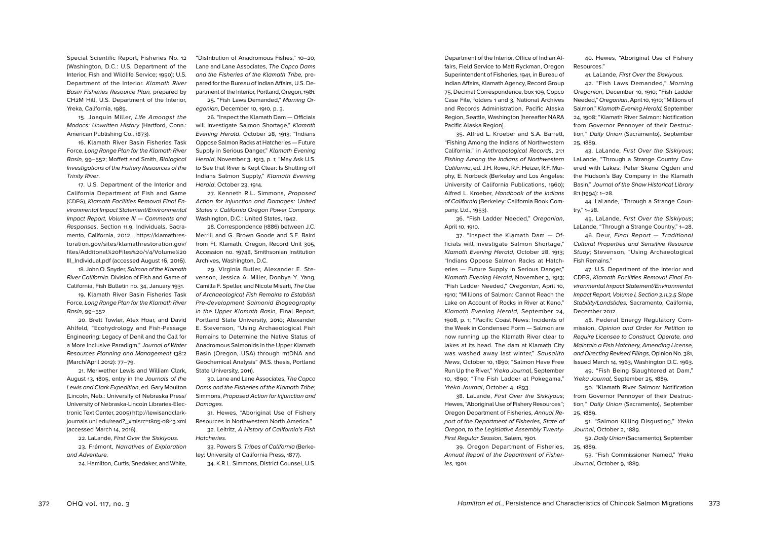Special Scientific Report, Fisheries No. 12 (Washington, D.C.: U.S. Department of the Interior, Fish and Wildlife Service; 1950); U.S. Department of the Interior. *Klamath River Basin Fisheries Resource Plan*, prepared by CH2M Hill, U.S. Department of the Interior, Yreka, California, 1985.

15. Joaquin Miller, *Life Amongst the Modocs: Unwritten History* (Hartford, Conn.: American Publishing Co., 1873).

16. Klamath River Basin Fisheries Task Force, *Long Range Plan for the Klamath River Basin*, 99–552; Moffett and Smith, *Biological Investigations of the Fishery Resources of the Trinity River*.

17. U.S. Department of the Interior and California Department of Fish and Game (CDFG), *Klamath Facilities Removal Final Environmental Impact Statement/Environmental Impact Report, Volume III — Comments and Responses*, Section 11.9, Individuals, Sacramento, California, 2012, https://klamathrestoration.gov/sites/klamathrestoration.gov/files/Additonal%20Files%20/1/4/Volume%20III_Individual.pdf (accessed August 16, 2016).

18. John O. Snyder, *Salmon of the Klamath River California*. Division of Fish and Game of California, Fish Bulletin no. 34, January 1931.

19. Klamath River Basin Fisheries Task Force, *Long Range Plan for the Klamath River Basin*, 99–552.

20. Brett Towler, Alex Hoar, and David Ahlfeld, "Ecohydrology and Fish-Passage Engineering: Legacy of Denil and the Call for a More Inclusive Paradigm," *Journal of Water Resources Planning and Management* 138:2 (March/April 2012): 77–79.

21. Meriwether Lewis and William Clark, August 13, 1805, entry in the *Journals of the Lewis and Clark Expedition*, ed. Gary Moulton (Lincoln, Neb.: University of Nebraska Press/ University of Nebraska-Lincoln Libraries-Electronic Text Center, 2005) http://lewisandclarkjournals.unl.edu/read?_xmlsrc=1805-08-13.xml (accessed March 14, 2016).

22. LaLande, *First Over the Siskiyous*.

23. Frémont, *Narratives of Exploration and Adventure*.

24. Hamilton, Curtis, Snedaker, and White, "Distribution of Anadromous Fishes," 10–20; Lane and Lane Associates, *The Copco Dams and the Fisheries of the Klamath Tribe*, prepared for the Bureau of Indian Affairs, U.S. Department of the Interior, Portland, Oregon, 1981.

25. "Fish Laws Demanded," *Morning Oregonian*, December 10, 1910, p. 3.

26. "Inspect the Klamath Dam — Officials will Investigate Salmon Shortage," *Klamath Evening Herald*, October 28, 1913; "Indians Oppose Salmon Racks at Hatcheries — Future Supply in Serious Danger," *Klamath Evening Herald*, November 3, 1913, p. 1; "May Ask U.S. to See that River is Kept Clear: Is Shutting off Indians Salmon Supply," *Klamath Evening Herald*, October 23, 1914.

27. Kenneth R.L. Simmons, *Proposed Action for Injunction and Damages: United States v. California Oregon Power Company.* Washington, D.C.: United States, 1942.

28. Correspondence (1886) between J.C. Merrill and G. Brown Goode and S.F. Baird from Ft. Klamath, Oregon, Record Unit 305, Accession no. 19748, Smithsonian Institution Archives, Washington, D.C.

29. Virginia Butler, Alexander E. Stevenson, Jessica A. Miller, Donbya Y. Yang, Camilla F. Speller, and Nicole Misarti, *The Use of Archaeological Fish Remains to Establish Pre-development Salmonid Biogeography in the Upper Klamath Basin*, Final Report, Portland State University, 2010; Alexander E. Stevenson, "Using Archaeological Fish Remains to Determine the Native Status of Anadromous Salmonids in the Upper Klamath Basin (Oregon, USA) through mtDNA and Geochemical Analysis" (M.S. thesis, Portland State University, 2011).

30. Lane and Lane Associates, *The Copco Dams and the Fisheries of the Klamath Tribe*; Simmons, *Proposed Action for Injunction and Damages*.

31. Hewes, "Aboriginal Use of Fishery Resources in Northwestern North America."

32. Leitritz, *A History of California's Fish Hatcheries*.

33. Powers S. *Tribes of California* (Berkeley: University of California Press, 1877).

34. K.R.L. Simmons, District Counsel, U.S. Department of the Interior, Office of Indian Affairs, Field Service to Matt Ryckman, Oregon Superintendent of Fisheries, 1941, in Bureau of Indian Affairs, Klamath Agency, Record Group 75, Decimal Correspondence, box 109, Copco Case File, folders 1 and 3, National Archives and Records Administration, Pacific Alaska Region, Seattle, Washington [hereafter NARA Pacific Alaska Region].

35. Alfred L. Kroeber and S.A. Barrett, "Fishing Among the Indians of Northwestern California," in *Anthropological Records*, 21:1 *Fishing Among the Indians of Northwestern California*, ed. J.H. Rowe, R.F. Heizer, R.F. Murphy, E. Norbeck (Berkeley and Los Angeles: University of California Publications, 1960); Alfred L. Kroeber, *Handbook of the Indians of California* (Berkeley: California Book Company, Ltd., 1953).

36. "Fish Ladder Needed," *Oregonian*, April 10, 1910.

37. "Inspect the Klamath Dam — Officials will Investigate Salmon Shortage," *Klamath Evening Herald*, October 28, 1913; "Indians Oppose Salmon Racks at Hatcheries — Future Supply in Serious Danger," *Klamath Evening Herald*, November 3, 1913; "Fish Ladder Needed," *Oregonian*, April 10, 1910; "Millions of Salmon: Cannot Reach the Lake on Account of Rocks in River at Keno," *Klamath Evening Herald,* September 24, 1908, p. 1; "Pacific Coast News: Incidents of the Week in Condensed Form — Salmon are now running up the Klamath River clear to lakes at its head. The dam at Klamath City was washed away last winter," *Sausalito News*, October 10, 1890; "Salmon Have Free Run Up the River," *Yreka Journal*, September 10, 1890; "The Fish Ladder at Pokegama," *Yreka Journal*, October 4, 1893.

38. LaLande, *First Over the Siskiyous*; Hewes, "Aboriginal Use of Fishery Resources"; Oregon Department of Fisheries, *Annual Report of the Department of Fisheries, State of Oregon, to the Legislative Assembly Twenty-First Regular Session*, Salem, 1901.

39. Oregon Department of Fisheries, *Annual Report of the Department of Fisheries*, 1901.

40. Hewes, "Aboriginal Use of Fishery Resources."

41. LaLande, *First Over the Siskiyous.*

42. "Fish Laws Demanded," *Morning Oregonian*, December 10, 1910; "Fish Ladder Needed," *Oregonian*, April 10, 1910; "Millions of Salmon," *Klamath Evening Herald*, September 24, 1908; "Klamath River Salmon: Notification from Governor Pennoyer of their Destruction," *Daily Union* (Sacramento), September 25, 1889.

43. LaLande, *First Over the Siskiyous*; LaLande, "Through a Strange Country Covered with Lakes: Peter Skene Ogden and the Hudson's Bay Company in the Klamath Basin," *Journal of the Shaw Historical Library* 8:1 (1994): 1–28.

44. LaLande, "Through a Strange Country," 1–28.

45. LaLande, *First Over the Siskiyous*; LaLande, "Through a Strange Country," 1–28.

46. Deur, *Final Report — Traditional Cultural Properties and Sensitive Resource Study*; Stevenson, "Using Archaeological Fish Remains."

47. U.S. Department of the Interior and CDFG, *Klamath Facilities Removal Final Environmental Impact Statement/Environmental Impact Report, Volume I, Section 3.11.3.5 Slope Stability/Landslides,* Sacramento, California, December 2012.

48. Federal Energy Regulatory Commission, *Opinion and Order for Petition to Require Licensee to Construct, Operate, and Maintain a Fish Hatchery, Amending License, and Directing Revised Filings*, Opinion No. 381, Issued March 14, 1963, Washington D.C. 1963.

49. "Fish Being Slaughtered at Dam," *Yreka Journal,* September 25, 1889.

50. "Klamath River Salmon: Notification from Governor Pennoyer of their Destruction," *Daily Union* (Sacramento), September 25, 1889.

51. "Salmon Killing Disgusting," *Yreka Journal*, October 2, 1889.

52. *Daily Union* (Sacramento), September 25, 1889.

53. "Fish Commissioner Named," *Yreka Journal*, October 9, 1889.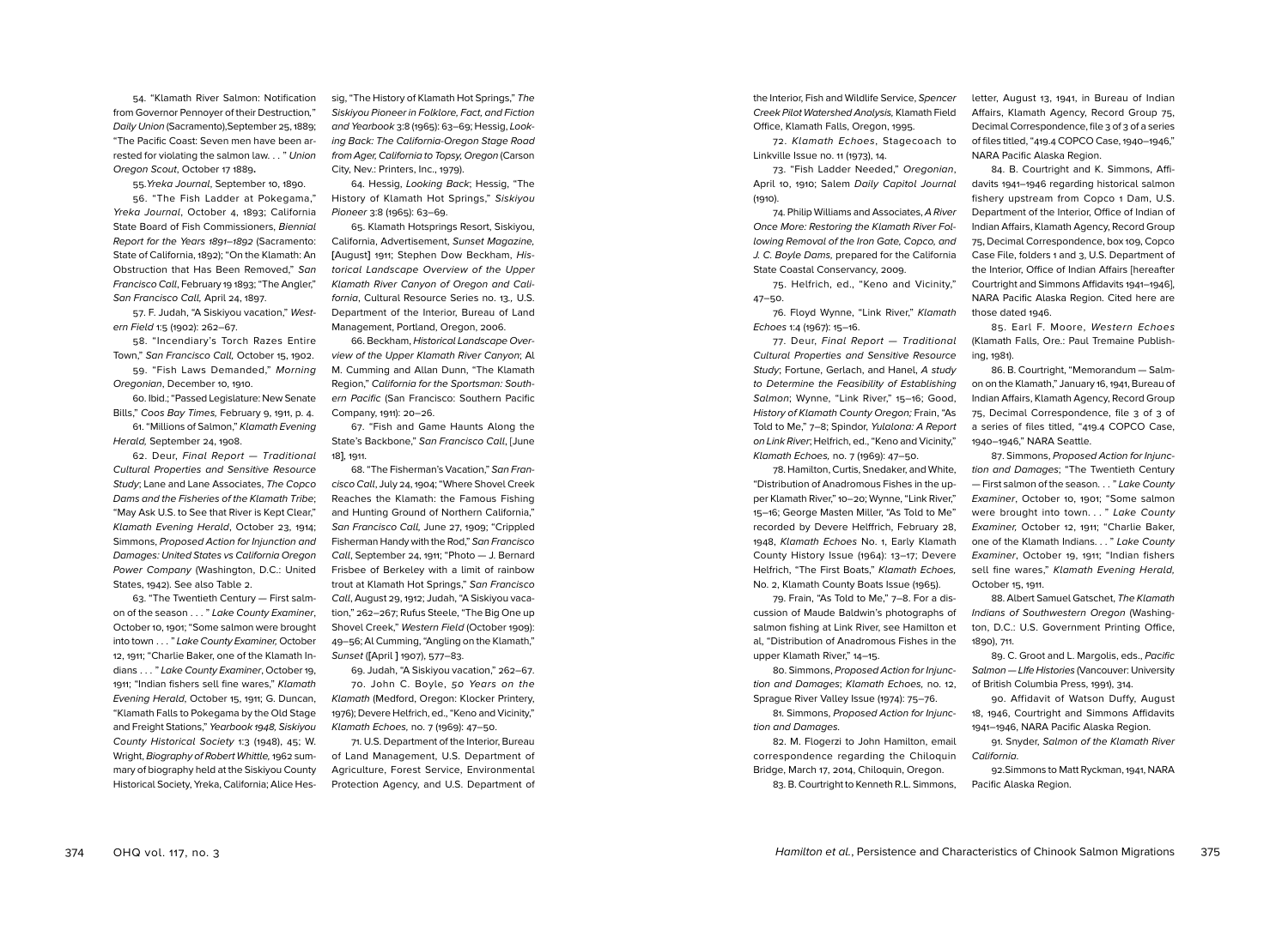54. "Klamath River Salmon: Notification from Governor Pennoyer of their Destruction," *Daily Union* (Sacramento),September 25, 1889; "The Pacific Coast: Seven men have been arrested for violating the salmon law. . . " *Union Oregon Scout*, October 17 1889**.**

55.*Yreka Journal*, September 10, 1890.

56. "The Fish Ladder at Pokegama," *Yreka Journal*, October 4, 1893; California State Board of Fish Commissioners, *Biennial Report for the Years 1891–1892* (Sacramento: State of California, 1892); "On the Klamath: An Obstruction that Has Been Removed," *San Francisco Call*, February 19 1893; "The Angler," *San Francisco Call,* April 24, 1897.

57. F. Judah, "A Siskiyou vacation," *Western Field* 1:5 (1902): 262–67.

58. "Incendiary's Torch Razes Entire Town," *San Francisco Call,* October 15, 1902.

59. "Fish Laws Demanded," *Morning Oregonian*, December 10, 1910.

60. Ibid.; "Passed Legislature: New Senate Bills," *Coos Bay Times,* February 9, 1911, p. 4.

61. "Millions of Salmon," *Klamath Evening Herald,* September 24, 1908.

62. Deur, *Final Report — Traditional Cultural Properties and Sensitive Resource Study*; Lane and Lane Associates, *The Copco Dams and the Fisheries of the Klamath Tribe*; "May Ask U.S. to See that River is Kept Clear," *Klamath Evening Herald*, October 23, 1914; Simmons, *Proposed Action for Injunction and Damages: United States vs California Oregon Power Company* (Washington, D.C.: United States, 1942). See also Table 2.

63. "The Twentieth Century — First salmon of the season . . . " *Lake County Examiner*, October 10, 1901; "Some salmon were brought into town . . . " *Lake County Examiner,* October 12, 1911; "Charlie Baker, one of the Klamath Indians . . . *" Lake County Examiner*, October 19, 1911; "Indian fishers sell fine wares," *Klamath Evening Herald*, October 15, 1911; G. Duncan, "Klamath Falls to Pokegama by the Old Stage and Freight Stations," *Yearbook 1948, Siskiyou County Historical Society* 1:3 (1948), 45; W. Wright, *Biography of Robert Whittle,* 1962 summary of biography held at the Siskiyou County Historical Society, Yreka, California; Alice Hessig, "The History of Klamath Hot Springs," *The Siskiyou Pioneer in Folklore, Fact, and Fiction and Yearbook* 3:8 (1965): 63–69; Hessig, *Looking Back: The California-Oregon Stage Road from Ager, California to Topsy, Oregon* (Carson City, Nev.: Printers, Inc., 1979).

64. Hessig, *Looking Back*; Hessig, "The History of Klamath Hot Springs," *Siskiyou Pioneer* 3:8 (1965): 63–69.

65. Klamath Hotsprings Resort, Siskiyou, California, Advertisement, *Sunset Magazine,* [August] 1911; Stephen Dow Beckham, *Historical Landscape Overview of the Upper Klamath River Canyon of Oregon and California*, Cultural Resource Series no. 13., U.S. Department of the Interior, Bureau of Land Management, Portland, Oregon, 2006.

66. Beckham, *Historical Landscape Overview of the Upper Klamath River Canyon*; Al M. Cumming and Allan Dunn, "The Klamath Region," *California for the Sportsman: Southern Pacific* (San Francisco: Southern Pacific Company, 1911): 20–26.

67. "Fish and Game Haunts Along the State's Backbone," *San Francisco Call*, [June 18], 1911.

68. "The Fisherman's Vacation," *San Francisco Call*, July 24, 1904; "Where Shovel Creek Reaches the Klamath: the Famous Fishing and Hunting Ground of Northern California," *San Francisco Call,* June 27, 1909; "Crippled Fisherman Handy with the Rod," *San Francisco Call*, September 24, 1911; "Photo — J. Bernard Frisbee of Berkeley with a limit of rainbow trout at Klamath Hot Springs," *San Francisco Call*, August 29, 1912; Judah, "A Siskiyou vacation," 262–267; Rufus Steele, "The Big One up Shovel Creek," *Western Field* (October 1909): 49–56; Al Cumming, "Angling on the Klamath," *Sunset* ([April ] 1907), 577–83.

69. Judah, "A Siskiyou vacation," 262–67.

70. John C. Boyle, *50 Years on the Klamath* (Medford, Oregon: Klocker Printery, 1976); Devere Helfrich, ed., "Keno and Vicinity," *Klamath Echoes,* no. 7 (1969): 47–50.

71. U.S. Department of the Interior, Bureau of Land Management, U.S. Department of Agriculture, Forest Service, Environmental Protection Agency, and U.S. Department of the Interior, Fish and Wildlife Service, *Spencer Creek Pilot Watershed Analysis,* Klamath Field Office, Klamath Falls, Oregon, 1995.

72. *Klamath Echoes*, Stagecoach to Linkville Issue no. 11 (1973), 14.

73. "Fish Ladder Needed," *Oregonian*, April 10, 1910; Salem *Daily Capitol Journal* (1910).

74. Philip Williams and Associates, *A River Once More: Restoring the Klamath River Following Removal of the Iron Gate, Copco, and J. C. Boyle Dams,* prepared for the California State Coastal Conservancy, 2009.

75. Helfrich, ed., "Keno and Vicinity," 47–50.

76. Floyd Wynne, "Link River," *Klamath Echoes* 1:4 (1967): 15–16.

77. Deur, *Final Report — Traditional Cultural Properties and Sensitive Resource Study*; Fortune, Gerlach, and Hanel, *A study to Determine the Feasibility of Establishing Salmon*; Wynne, "Link River," 15–16; Good, *History of Klamath County Oregon;* Frain, "As Told to Me," 7–8; Spindor, *Yulalona: A Report on Link River*; Helfrich, ed., "Keno and Vicinity," *Klamath Echoes,* no. 7 (1969): 47–50.

78. Hamilton, Curtis, Snedaker, and White, "Distribution of Anadromous Fishes in the upper Klamath River," 10–20; Wynne, "Link River," 15–16; George Masten Miller, "As Told to Me" recorded by Devere Helffrich, February 28, 1948, *Klamath Echoes* No. 1, Early Klamath County History Issue (1964): 13–17; Devere Helfrich, "The First Boats," *Klamath Echoes,* No. 2, Klamath County Boats Issue (1965).

79. Frain, "As Told to Me," 7–8. For a discussion of Maude Baldwin's photographs of salmon fishing at Link River, see Hamilton et al, "Distribution of Anadromous Fishes in the upper Klamath River," 14–15.

80. Simmons, *Proposed Action for Injunction and Damages*; *Klamath Echoes,* no. 12, Sprague River Valley Issue (1974): 75–76.

81. Simmons, *Proposed Action for Injunction and Damages.*

82. M. Flogerzi to John Hamilton, email correspondence regarding the Chiloquin Bridge, March 17, 2014, Chiloquin, Oregon.

83. B. Courtright to Kenneth R.L. Simmons, letter, August 13, 1941, in Bureau of Indian Affairs, Klamath Agency, Record Group 75, Decimal Correspondence, file 3 of 3 of a series of files titled, "419.4 COPCO Case, 1940–1946," NARA Pacific Alaska Region.

84. B. Courtright and K. Simmons, Affidavits 1941–1946 regarding historical salmon fishery upstream from Copco 1 Dam, U.S. Department of the Interior, Office of Indian of Indian Affairs, Klamath Agency, Record Group 75, Decimal Correspondence, box 109, Copco Case File, folders 1 and 3, U.S. Department of the Interior, Office of Indian Affairs [hereafter Courtright and Simmons Affidavits 1941–1946], NARA Pacific Alaska Region. Cited here are those dated 1946.

85. Earl F. Moore, *Western Echoes* (Klamath Falls, Ore.: Paul Tremaine Publishing, 1981).

86. B. Courtright, "Memorandum — Salmon on the Klamath," January 16, 1941, Bureau of Indian Affairs, Klamath Agency, Record Group 75, Decimal Correspondence, file 3 of 3 of a series of files titled, "419.4 COPCO Case, 1940–1946," NARA Seattle.

87. Simmons, *Proposed Action for Injunction and Damages*; "The Twentieth Century — First salmon of the season. . . " *Lake County Examiner*, October 10, 1901; "Some salmon were brought into town. . . " *Lake County Examiner,* October 12, 1911; "Charlie Baker, one of the Klamath Indians. . . " *Lake County Examiner*, October 19, 1911; "Indian fishers sell fine wares," *Klamath Evening Herald,* October 15, 1911.

88. Albert Samuel Gatschet, *The Klamath Indians of Southwestern Oregon* (Washington, D.C.: U.S. Government Printing Office, 1890), 711.

89. C. Groot and L. Margolis, eds., *Pacific Salmon — LIfe Histories* (Vancouver: University of British Columbia Press, 1991), 314.

90. Affidavit of Watson Duffy, August 18, 1946, Courtright and Simmons Affidavits 1941–1946, NARA Pacific Alaska Region.

91. Snyder, *Salmon of the Klamath River California*.

92.Simmons to Matt Ryckman, 1941, NARA Pacific Alaska Region.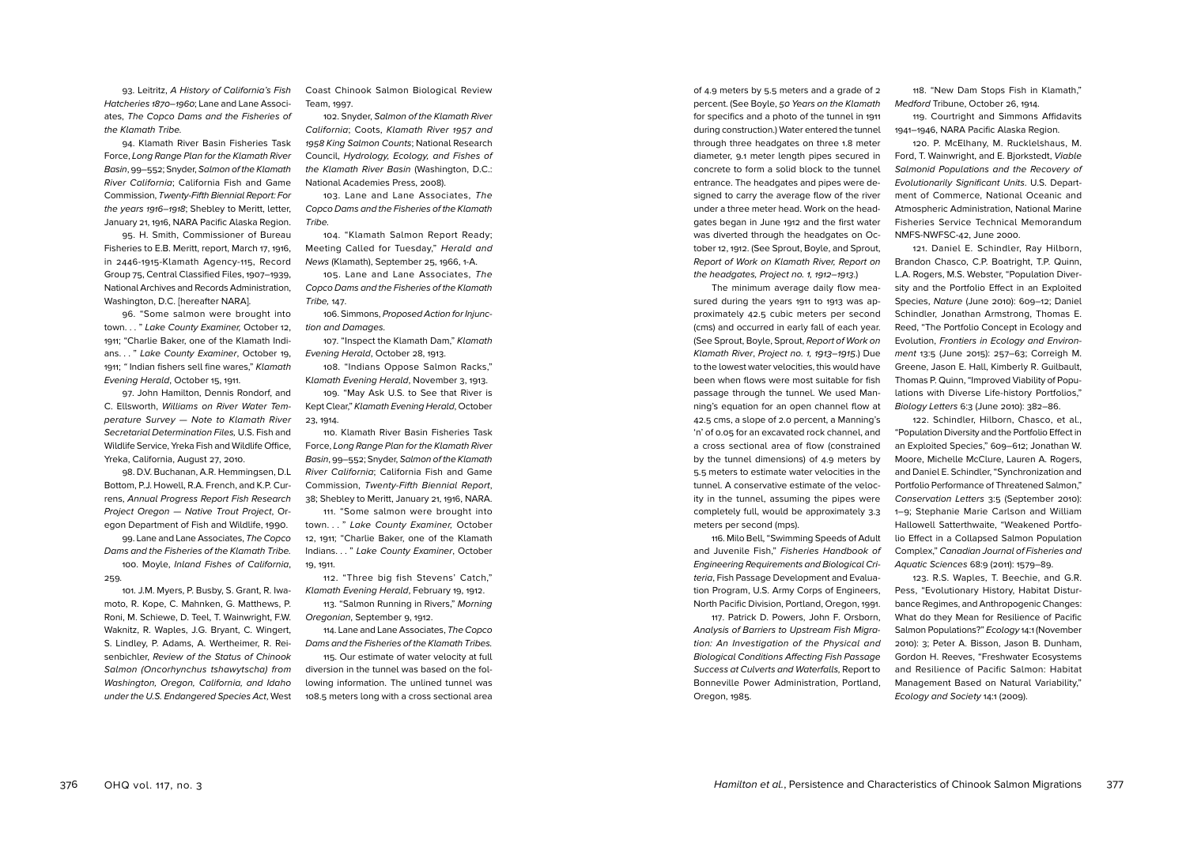93. Leitritz, *A History of California's Fish Hatcheries 1870–1960*; Lane and Lane Associates, *The Copco Dams and the Fisheries of the Klamath Tribe.*

94. Klamath River Basin Fisheries Task Force, *Long Range Plan for the Klamath River Basin*, 99–552; Snyder, *Salmon of the Klamath River California*; California Fish and Game Commission, *Twenty-Fifth Biennial Report: For the years 1916–1918*; Shebley to Meritt, letter, January 21, 1916, NARA Pacific Alaska Region.

95. H. Smith, Commissioner of Bureau Fisheries to E.B. Meritt, report, March 17, 1916, in 2446-1915-Klamath Agency-115, Record Group 75, Central Classified Files, 1907–1939, National Archives and Records Administration, Washington, D.C. [hereafter NARA].

96. "Some salmon were brought into town. . . " *Lake County Examiner,* October 12, 1911; "Charlie Baker, one of the Klamath Indians. . . " *Lake County Examiner*, October 19, 1911; " Indian fishers sell fine wares," *Klamath Evening Herald*, October 15, 1911.

97. John Hamilton, Dennis Rondorf, and C. Ellsworth, *Williams on River Water Temperature Survey — Note to Klamath River Secretarial Determination Files,* U.S. Fish and Wildlife Service, Yreka Fish and Wildlife Office, Yreka, California, August 27, 2010.

98. D.V. Buchanan, A.R. Hemmingsen, D.L Bottom, P.J. Howell, R.A. French, and K.P. Currens, *Annual Progress Report Fish Research Project Oregon — Native Trout Project*, Oregon Department of Fish and Wildlife, 1990.

99. Lane and Lane Associates, *The Copco Dams and the Fisheries of the Klamath Tribe.*

100. Moyle, *Inland Fishes of California*, 259.

101. J.M. Myers, P. Busby, S. Grant, R. Iwamoto, R. Kope, C. Mahnken, G. Matthews, P. Roni, M. Schiewe, D. Teel, T. Wainwright, F.W. Waknitz, R. Waples, J.G. Bryant, C. Wingert, S. Lindley, P. Adams, A. Wertheimer, R. Reisenbichler, *Review of the Status of Chinook Salmon (Oncorhynchus tshawytscha) from Washington, Oregon, California, and Idaho under the U.S. Endangered Species Act*, West Coast Chinook Salmon Biological Review Team, 1997.

102. Snyder, *Salmon of the Klamath River California*; Coots, *Klamath River 1957 and 1958 King Salmon Counts*; National Research Council, *Hydrology, Ecology, and Fishes of the Klamath River Basin* (Washington, D.C.: National Academies Press, 2008).

103. Lane and Lane Associates, *The Copco Dams and the Fisheries of the Klamath Tribe.*

104. "Klamath Salmon Report Ready; Meeting Called for Tuesday," *Herald and News* (Klamath), September 25, 1966, 1-A.

105. Lane and Lane Associates, *The Copco Dams and the Fisheries of the Klamath Tribe*, 147.

106. Simmons, *Proposed Action for Injunction and Damages.*

107. "Inspect the Klamath Dam," *Klamath Evening Herald*, October 28, 1913.

108. "Indians Oppose Salmon Racks," *Klamath Evening Herald*, November 3, 1913.

109. "May Ask U.S. to See that River is Kept Clear," *Klamath Evening Herald*, October 23, 1914.

110. Klamath River Basin Fisheries Task Force, *Long Range Plan for the Klamath River Basin*, 99–552; Snyder, *Salmon of the Klamath River California*; California Fish and Game Commission, *Twenty-Fifth Biennial Report*, 38; Shebley to Meritt, January 21, 1916, NARA.

111. "Some salmon were brought into town. . . " *Lake County Examiner,* October 12, 1911; "Charlie Baker, one of the Klamath Indians. . . " *Lake County Examiner*, October 19, 1911.

112. "Three big fish Stevens' Catch," *Klamath Evening Herald*, February 19, 1912.

113. "Salmon Running in Rivers," *Morning Oregonian*, September 9, 1912.

114. Lane and Lane Associates, *The Copco Dams and the Fisheries of the Klamath Tribes.*

115. Our estimate of water velocity at full diversion in the tunnel was based on the following information. The unlined tunnel was 108.5 meters long with a cross sectional area of 4.9 meters by 5.5 meters and a grade of 2 percent. (See Boyle, *50 Years on the Klamath* for specifics and a photo of the tunnel in 1911 during construction.) Water entered the tunnel through three headgates on three 1.8 meter diameter, 9.1 meter length pipes secured in concrete to form a solid block to the tunnel entrance. The headgates and pipes were designed to carry the average flow of the river under a three meter head. Work on the headgates began in June 1912 and the first water was diverted through the headgates on October 12, 1912. (See Sprout, Boyle, and Sprout, *Report of Work on Klamath River, Report on the headgates, Project no. 1, 1912–1913*.)

The minimum average daily flow measured during the years 1911 to 1913 was approximately 42.5 cubic meters per second (cms) and occurred in early fall of each year. (See Sprout, Boyle, Sprout, *Report of Work on Klamath River*, *Project no. 1, 1913–1915*.) Due to the lowest water velocities, this would have been when flows were most suitable for fish passage through the tunnel. We used Manning's equation for an open channel flow at 42.5 cms, a slope of 2.0 percent, a Manning's 'n' of 0.05 for an excavated rock channel, and a cross sectional area of flow (constrained by the tunnel dimensions) of 4.9 meters by 5.5 meters to estimate water velocities in the tunnel. A conservative estimate of the velocity in the tunnel, assuming the pipes were completely full, would be approximately 3.3 meters per second (mps).

116. Milo Bell, "Swimming Speeds of Adult and Juvenile Fish," *Fisheries Handbook of Engineering Requirements and Biological Criteria*, Fish Passage Development and Evaluation Program, U.S. Army Corps of Engineers, North Pacific Division, Portland, Oregon, 1991.

117. Patrick D. Powers, John F. Orsborn, *Analysis of Barriers to Upstream Fish Migration: An Investigation of the Physical and Biological Conditions Affecting Fish Passage Success at Culverts and Waterfalls*, Report to Bonneville Power Administration, Portland, Oregon, 1985.

118. "New Dam Stops Fish in Klamath," *Medford* Tribune, October 26, 1914.

119. Courtright and Simmons Affidavits 1941–1946, NARA Pacific Alaska Region.

120. P. McElhany, M. Rucklelshaus, M. Ford, T. Wainwright, and E. Bjorkstedt, *Viable Salmonid Populations and the Recovery of Evolutionarily Significant Units*. U.S. Department of Commerce, National Oceanic and Atmospheric Administration, National Marine Fisheries Service Technical Memorandum NMFS-NWFSC-42, June 2000.

121. Daniel E. Schindler, Ray Hilborn, Brandon Chasco, C.P. Boatright, T.P. Quinn, L.A. Rogers, M.S. Webster, "Population Diversity and the Portfolio Effect in an Exploited Species, *Nature* (June 2010): 609–12; Daniel Schindler, Jonathan Armstrong, Thomas E. Reed, "The Portfolio Concept in Ecology and Evolution, *Frontiers in Ecology and Environment* 13:5 (June 2015): 257–63; Correigh M. Greene, Jason E. Hall, Kimberly R. Guilbault, Thomas P. Quinn, "Improved Viability of Populations with Diverse Life-history Portfolios," *Biology Letters* 6:3 (June 2010): 382–86.

122. Schindler, Hilborn, Chasco, et al., "Population Diversity and the Portfolio Effect in an Exploited Species," 609–612; Jonathan W. Moore, Michelle McClure, Lauren A. Rogers, and Daniel E. Schindler, "Synchronization and Portfolio Performance of Threatened Salmon," *Conservation Letters* 3:5 (September 2010): 1–9; Stephanie Marie Carlson and William Hallowell Satterthwaite, "Weakened Portfolio Effect in a Collapsed Salmon Population Complex," *Canadian Journal of Fisheries and Aquatic Sciences* 68:9 (2011): 1579–89.

123. R.S. Waples, T. Beechie, and G.R. Pess, "Evolutionary History, Habitat Disturbance Regimes, and Anthropogenic Changes: What do they Mean for Resilience of Pacific Salmon Populations?" *Ecology* 14:1 (November 2010): 3; Peter A. Bisson, Jason B. Dunham, Gordon H. Reeves, "Freshwater Ecosystems and Resilience of Pacific Salmon: Habitat Management Based on Natural Variability," *Ecology and Society* 14:1 (2009).